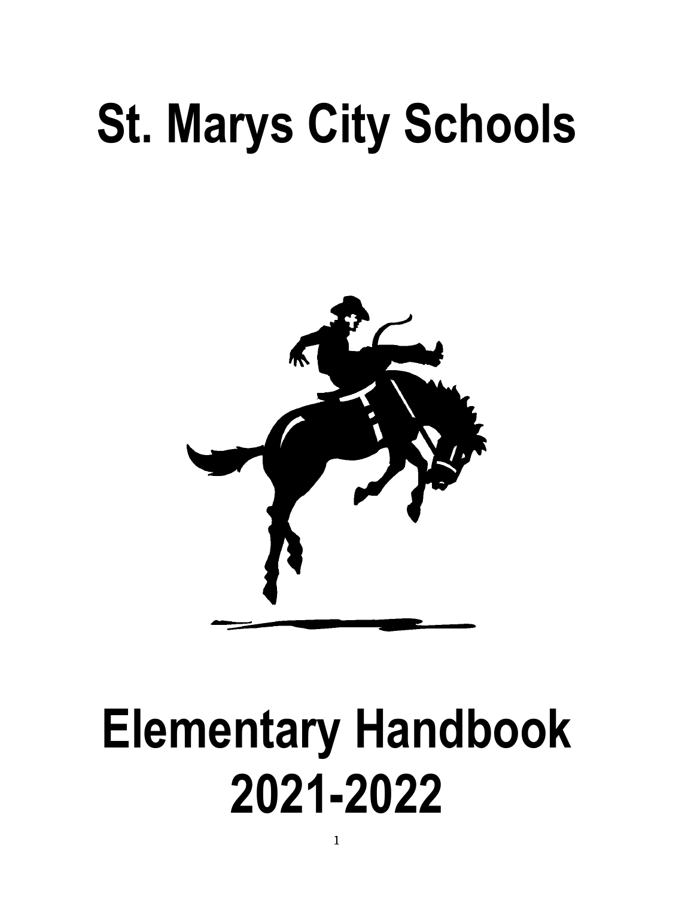# St. Marys City Schools

# Elementary Handbook 2021-2022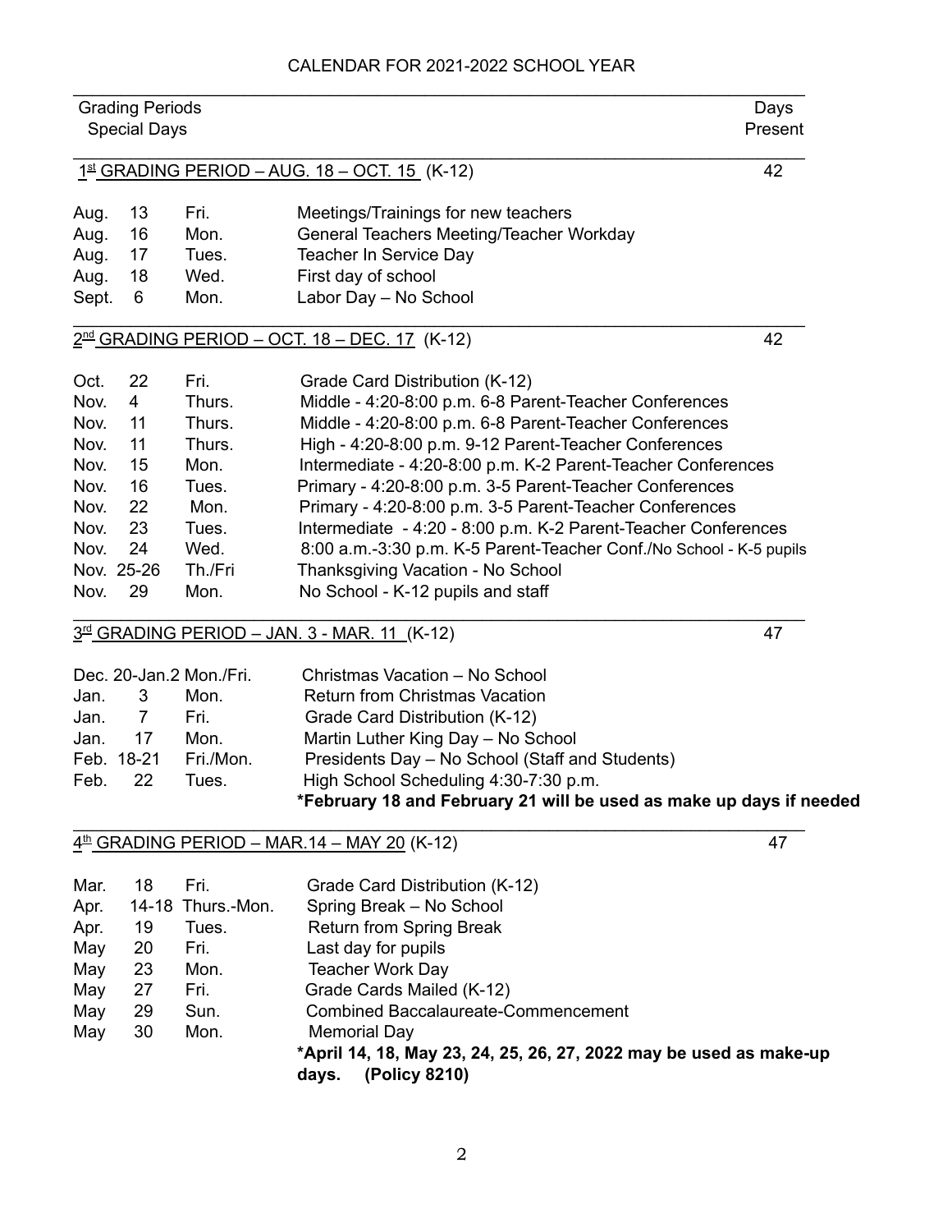# CALENDAR FOR 2021-2022 SCHOOL YEAR

| Grading Periods / Special Days | | | | Days Present |
|---|---|---|---|---|
| **1st GRADING PERIOD – AUG. 18 – OCT. 15 (K-12)** | | | | 42 |
| Aug. | 13 | Fri. | Meetings/Trainings for new teachers | |
| Aug. | 16 | Mon. | General Teachers Meeting/Teacher Workday | |
| Aug. | 17 | Tues. | Teacher In Service Day | |
| Aug. | 18 | Wed. | First day of school | |
| Sept. | 6 | Mon. | Labor Day – No School | |
| **2nd GRADING PERIOD – OCT. 18 – DEC. 17 (K-12)** | | | | 42 |
| Oct. | 22 | Fri. | Grade Card Distribution (K-12) | |
| Nov. | 4 | Thurs. | Middle - 4:20-8:00 p.m. 6-8 Parent-Teacher Conferences | |
| Nov. | 11 | Thurs. | Middle - 4:20-8:00 p.m. 6-8 Parent-Teacher Conferences | |
| Nov. | 11 | Thurs. | High - 4:20-8:00 p.m. 9-12 Parent-Teacher Conferences | |
| Nov. | 15 | Mon. | Intermediate - 4:20-8:00 p.m. K-2 Parent-Teacher Conferences | |
| Nov. | 16 | Tues. | Primary - 4:20-8:00 p.m. 3-5 Parent-Teacher Conferences | |
| Nov. | 22 | Mon. | Primary - 4:20-8:00 p.m. 3-5 Parent-Teacher Conferences | |
| Nov. | 23 | Tues. | Intermediate - 4:20 - 8:00 p.m. K-2 Parent-Teacher Conferences | |
| Nov. | 24 | Wed. | 8:00 a.m.-3:30 p.m. K-5 Parent-Teacher Conf./No School - K-5 pupils | |
| Nov. | 25-26 | Th./Fri | Thanksgiving Vacation - No School | |
| Nov. | 29 | Mon. | No School - K-12 pupils and staff | |
| **3rd GRADING PERIOD – JAN. 3 - MAR. 11 (K-12)** | | | | 47 |
| Dec. 20-Jan.2 | | Mon./Fri. | Christmas Vacation – No School | |
| Jan. | 3 | Mon. | Return from Christmas Vacation | |
| Jan. | 7 | Fri. | Grade Card Distribution (K-12) | |
| Jan. | 17 | Mon. | Martin Luther King Day – No School | |
| Feb. | 18-21 | Fri./Mon. | Presidents Day – No School (Staff and Students) | |
| Feb. | 22 | Tues. | High School Scheduling 4:30-7:30 p.m. | |
| | | | **\*February 18 and February 21 will be used as make up days if needed** | |
| **4th GRADING PERIOD – MAR.14 – MAY 20 (K-12)** | | | | 47 |
| Mar. | 18 | Fri. | Grade Card Distribution (K-12) | |
| Apr. | 14-18 | Thurs.-Mon. | Spring Break – No School | |
| Apr. | 19 | Tues. | Return from Spring Break | |
| May | 20 | Fri. | Last day for pupils | |
| May | 23 | Mon. | Teacher Work Day | |
| May | 27 | Fri. | Grade Cards Mailed (K-12) | |
| May | 29 | Sun. | Combined Baccalaureate-Commencement | |
| May | 30 | Mon. | Memorial Day | |
| | | | **\*April 14, 18, May 23, 24, 25, 26, 27, 2022 may be used as make-up days. (Policy 8210)** | |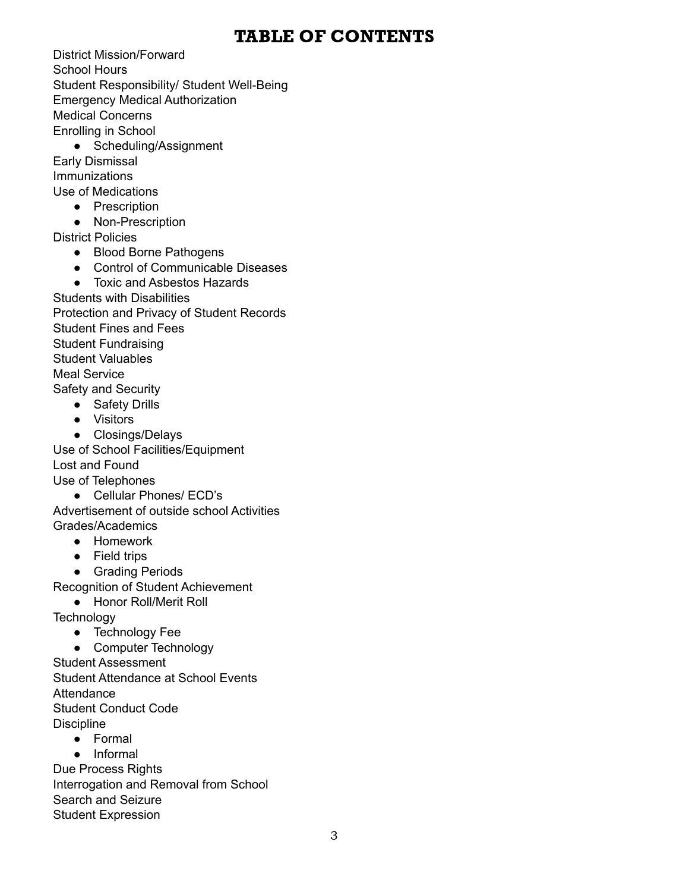# TABLE OF CONTENTS

District Mission/Forward
School Hours
Student Responsibility/ Student Well-Being
Emergency Medical Authorization
Medical Concerns
Enrolling in School
- Scheduling/Assignment

Early Dismissal
Immunizations
Use of Medications
- Prescription
- Non-Prescription

District Policies
- Blood Borne Pathogens
- Control of Communicable Diseases
- Toxic and Asbestos Hazards

Students with Disabilities
Protection and Privacy of Student Records
Student Fines and Fees
Student Fundraising
Student Valuables
Meal Service
Safety and Security
- Safety Drills
- Visitors
- Closings/Delays

Use of School Facilities/Equipment
Lost and Found
Use of Telephones
- Cellular Phones/ ECD's

Advertisement of outside school Activities
Grades/Academics
- Homework
- Field trips
- Grading Periods

Recognition of Student Achievement
- Honor Roll/Merit Roll

Technology
- Technology Fee
- Computer Technology

Student Assessment
Student Attendance at School Events
Attendance
Student Conduct Code
Discipline
- Formal
- Informal

Due Process Rights
Interrogation and Removal from School
Search and Seizure
Student Expression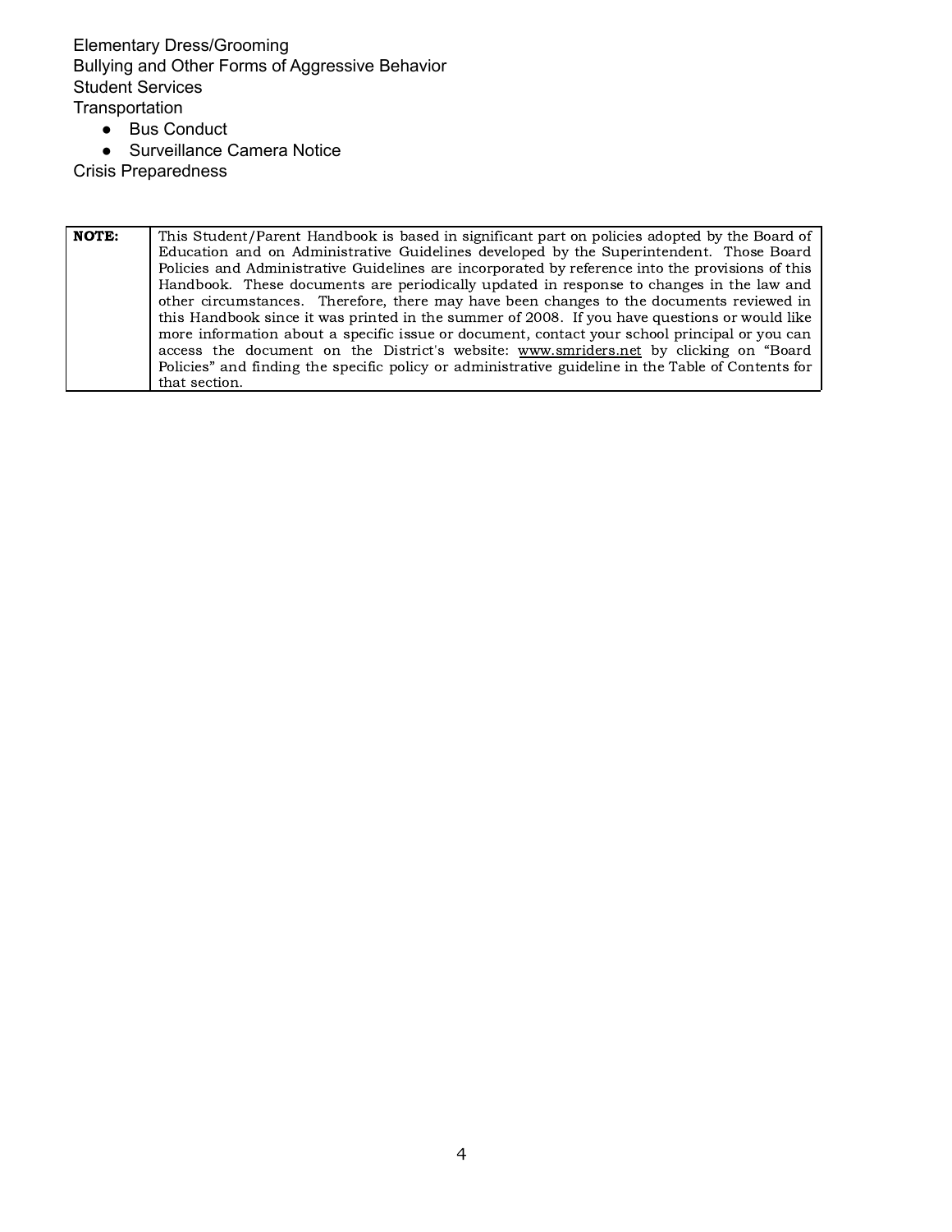Elementary Dress/Grooming
Bullying and Other Forms of Aggressive Behavior
Student Services
Transportation

- Bus Conduct
- Surveillance Camera Notice

Crisis Preparedness

| **NOTE:** | This Student/Parent Handbook is based in significant part on policies adopted by the Board of Education and on Administrative Guidelines developed by the Superintendent. Those Board Policies and Administrative Guidelines are incorporated by reference into the provisions of this Handbook. These documents are periodically updated in response to changes in the law and other circumstances. Therefore, there may have been changes to the documents reviewed in this Handbook since it was printed in the summer of 2008. If you have questions or would like more information about a specific issue or document, contact your school principal or you can access the document on the District's website: www.smriders.net by clicking on "Board Policies" and finding the specific policy or administrative guideline in the Table of Contents for that section. |
|---|---|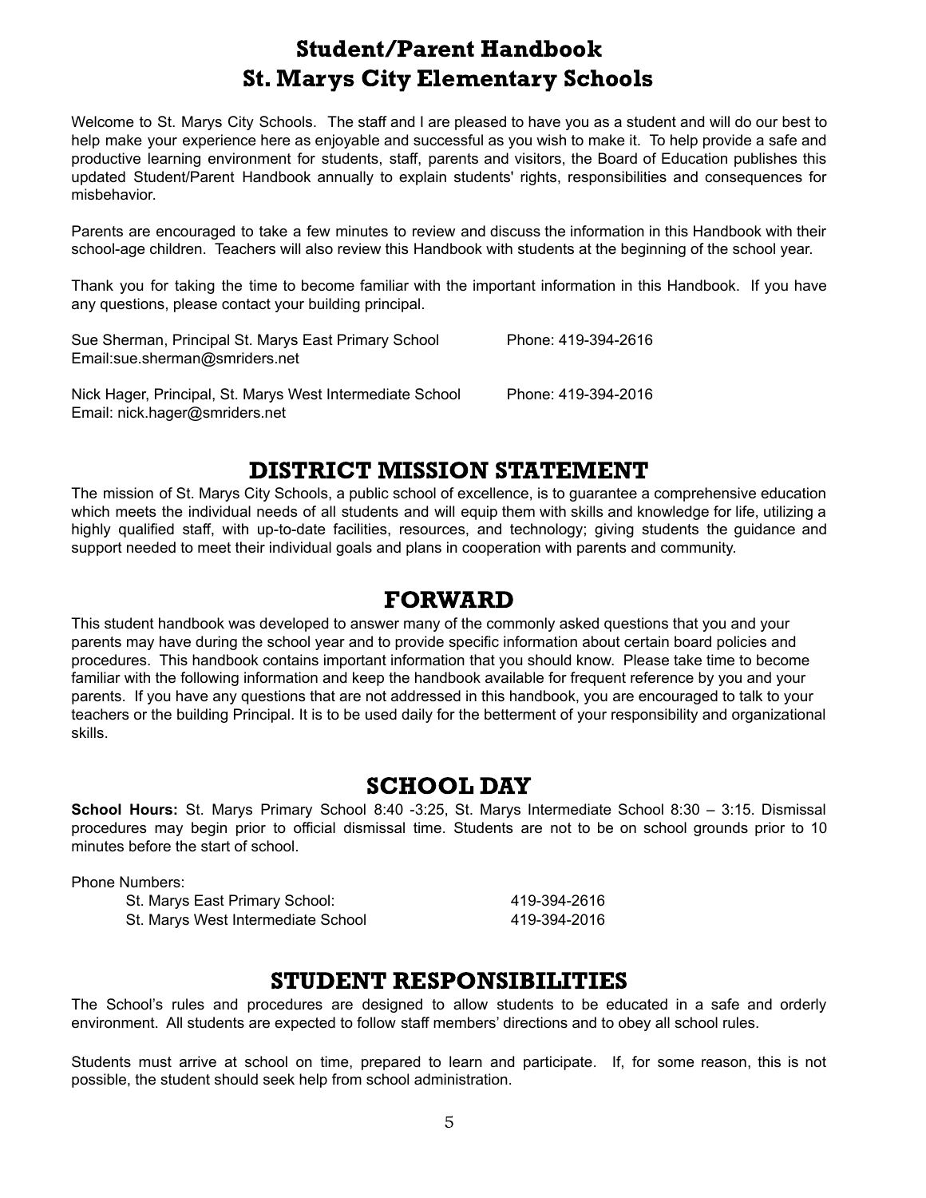# Student/Parent Handbook
# St. Marys City Elementary Schools

Welcome to St. Marys City Schools. The staff and I are pleased to have you as a student and will do our best to help make your experience here as enjoyable and successful as you wish to make it. To help provide a safe and productive learning environment for students, staff, parents and visitors, the Board of Education publishes this updated Student/Parent Handbook annually to explain students' rights, responsibilities and consequences for misbehavior.

Parents are encouraged to take a few minutes to review and discuss the information in this Handbook with their school-age children. Teachers will also review this Handbook with students at the beginning of the school year.

Thank you for taking the time to become familiar with the important information in this Handbook. If you have any questions, please contact your building principal.

Sue Sherman, Principal St. Marys East Primary School — Phone: 419-394-2616
Email:sue.sherman@smriders.net

Nick Hager, Principal, St. Marys West Intermediate School — Phone: 419-394-2016
Email: nick.hager@smriders.net

## DISTRICT MISSION STATEMENT

The mission of St. Marys City Schools, a public school of excellence, is to guarantee a comprehensive education which meets the individual needs of all students and will equip them with skills and knowledge for life, utilizing a highly qualified staff, with up-to-date facilities, resources, and technology; giving students the guidance and support needed to meet their individual goals and plans in cooperation with parents and community.

## FORWARD

This student handbook was developed to answer many of the commonly asked questions that you and your parents may have during the school year and to provide specific information about certain board policies and procedures. This handbook contains important information that you should know. Please take time to become familiar with the following information and keep the handbook available for frequent reference by you and your parents. If you have any questions that are not addressed in this handbook, you are encouraged to talk to your teachers or the building Principal. It is to be used daily for the betterment of your responsibility and organizational skills.

## SCHOOL DAY

**School Hours:** St. Marys Primary School 8:40 -3:25, St. Marys Intermediate School 8:30 – 3:15. Dismissal procedures may begin prior to official dismissal time. Students are not to be on school grounds prior to 10 minutes before the start of school.

Phone Numbers:

| | |
|---|---|
| St. Marys East Primary School: | 419-394-2616 |
| St. Marys West Intermediate School | 419-394-2016 |

## STUDENT RESPONSIBILITIES

The School's rules and procedures are designed to allow students to be educated in a safe and orderly environment. All students are expected to follow staff members' directions and to obey all school rules.

Students must arrive at school on time, prepared to learn and participate. If, for some reason, this is not possible, the student should seek help from school administration.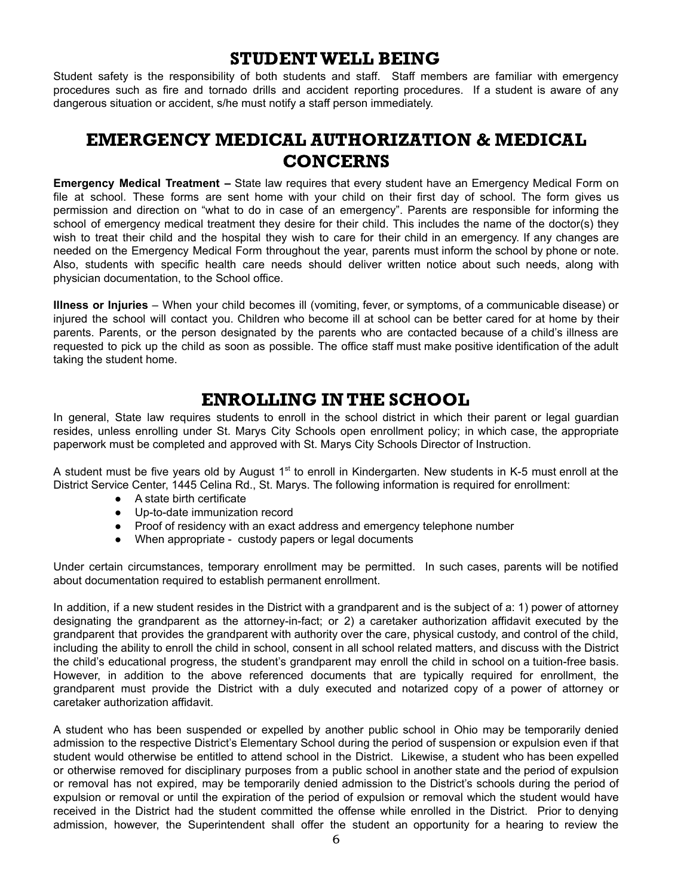## STUDENT WELL BEING

Student safety is the responsibility of both students and staff. Staff members are familiar with emergency procedures such as fire and tornado drills and accident reporting procedures. If a student is aware of any dangerous situation or accident, s/he must notify a staff person immediately.

## EMERGENCY MEDICAL AUTHORIZATION & MEDICAL CONCERNS

**Emergency Medical Treatment –** State law requires that every student have an Emergency Medical Form on file at school. These forms are sent home with your child on their first day of school. The form gives us permission and direction on "what to do in case of an emergency". Parents are responsible for informing the school of emergency medical treatment they desire for their child. This includes the name of the doctor(s) they wish to treat their child and the hospital they wish to care for their child in an emergency. If any changes are needed on the Emergency Medical Form throughout the year, parents must inform the school by phone or note. Also, students with specific health care needs should deliver written notice about such needs, along with physician documentation, to the School office.

**Illness or Injuries** – When your child becomes ill (vomiting, fever, or symptoms, of a communicable disease) or injured the school will contact you. Children who become ill at school can be better cared for at home by their parents. Parents, or the person designated by the parents who are contacted because of a child's illness are requested to pick up the child as soon as possible. The office staff must make positive identification of the adult taking the student home.

## ENROLLING IN THE SCHOOL

In general, State law requires students to enroll in the school district in which their parent or legal guardian resides, unless enrolling under St. Marys City Schools open enrollment policy; in which case, the appropriate paperwork must be completed and approved with St. Marys City Schools Director of Instruction.

A student must be five years old by August 1st to enroll in Kindergarten. New students in K-5 must enroll at the District Service Center, 1445 Celina Rd., St. Marys. The following information is required for enrollment:

- A state birth certificate
- Up-to-date immunization record
- Proof of residency with an exact address and emergency telephone number
- When appropriate - custody papers or legal documents

Under certain circumstances, temporary enrollment may be permitted. In such cases, parents will be notified about documentation required to establish permanent enrollment.

In addition, if a new student resides in the District with a grandparent and is the subject of a: 1) power of attorney designating the grandparent as the attorney-in-fact; or 2) a caretaker authorization affidavit executed by the grandparent that provides the grandparent with authority over the care, physical custody, and control of the child, including the ability to enroll the child in school, consent in all school related matters, and discuss with the District the child's educational progress, the student's grandparent may enroll the child in school on a tuition-free basis. However, in addition to the above referenced documents that are typically required for enrollment, the grandparent must provide the District with a duly executed and notarized copy of a power of attorney or caretaker authorization affidavit.

A student who has been suspended or expelled by another public school in Ohio may be temporarily denied admission to the respective District's Elementary School during the period of suspension or expulsion even if that student would otherwise be entitled to attend school in the District. Likewise, a student who has been expelled or otherwise removed for disciplinary purposes from a public school in another state and the period of expulsion or removal has not expired, may be temporarily denied admission to the District's schools during the period of expulsion or removal or until the expiration of the period of expulsion or removal which the student would have received in the District had the student committed the offense while enrolled in the District. Prior to denying admission, however, the Superintendent shall offer the student an opportunity for a hearing to review the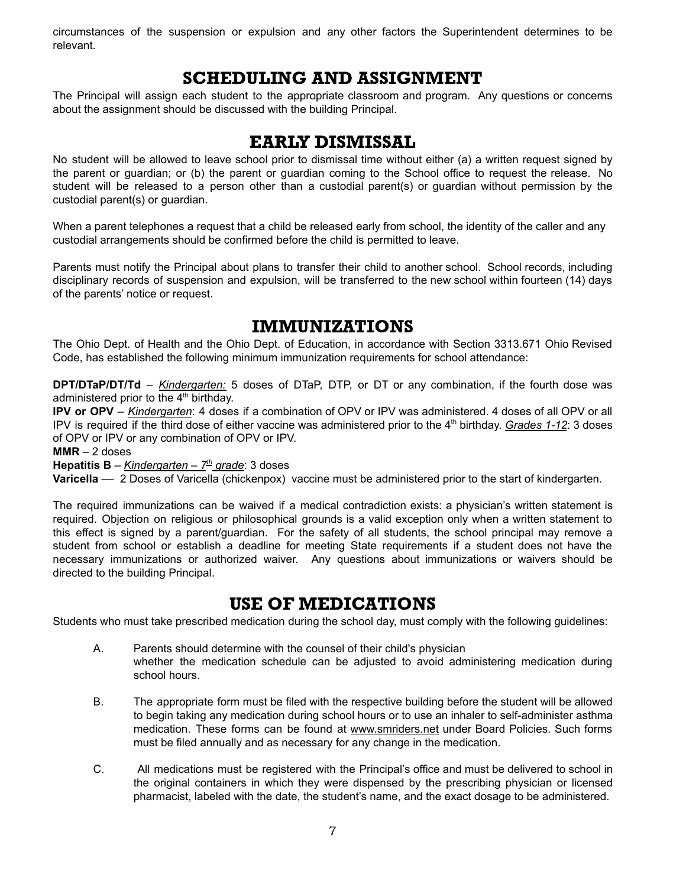circumstances of the suspension or expulsion and any other factors the Superintendent determines to be relevant.

## SCHEDULING AND ASSIGNMENT

The Principal will assign each student to the appropriate classroom and program. Any questions or concerns about the assignment should be discussed with the building Principal.

## EARLY DISMISSAL

No student will be allowed to leave school prior to dismissal time without either (a) a written request signed by the parent or guardian; or (b) the parent or guardian coming to the School office to request the release. No student will be released to a person other than a custodial parent(s) or guardian without permission by the custodial parent(s) or guardian.

When a parent telephones a request that a child be released early from school, the identity of the caller and any custodial arrangements should be confirmed before the child is permitted to leave.

Parents must notify the Principal about plans to transfer their child to another school. School records, including disciplinary records of suspension and expulsion, will be transferred to the new school within fourteen (14) days of the parents' notice or request.

## IMMUNIZATIONS

The Ohio Dept. of Health and the Ohio Dept. of Education, in accordance with Section 3313.671 Ohio Revised Code, has established the following minimum immunization requirements for school attendance:

**DPT/DTaP/DT/Td** – *Kindergarten:* 5 doses of DTaP, DTP, or DT or any combination, if the fourth dose was administered prior to the 4th birthday.
**IPV or OPV** – *Kindergarten*: 4 doses if a combination of OPV or IPV was administered. 4 doses of all OPV or all IPV is required if the third dose of either vaccine was administered prior to the 4th birthday. *Grades 1-12*: 3 doses of OPV or IPV or any combination of OPV or IPV.
**MMR** – 2 doses
**Hepatitis B** – *Kindergarten – 7th grade*: 3 doses
**Varicella** — 2 Doses of Varicella (chickenpox) vaccine must be administered prior to the start of kindergarten.

The required immunizations can be waived if a medical contradiction exists: a physician's written statement is required. Objection on religious or philosophical grounds is a valid exception only when a written statement to this effect is signed by a parent/guardian. For the safety of all students, the school principal may remove a student from school or establish a deadline for meeting State requirements if a student does not have the necessary immunizations or authorized waiver. Any questions about immunizations or waivers should be directed to the building Principal.

## USE OF MEDICATIONS

Students who must take prescribed medication during the school day, must comply with the following guidelines:

A. Parents should determine with the counsel of their child's physician whether the medication schedule can be adjusted to avoid administering medication during school hours.

B. The appropriate form must be filed with the respective building before the student will be allowed to begin taking any medication during school hours or to use an inhaler to self-administer asthma medication. These forms can be found at www.smriders.net under Board Policies. Such forms must be filed annually and as necessary for any change in the medication.

C. All medications must be registered with the Principal's office and must be delivered to school in the original containers in which they were dispensed by the prescribing physician or licensed pharmacist, labeled with the date, the student's name, and the exact dosage to be administered.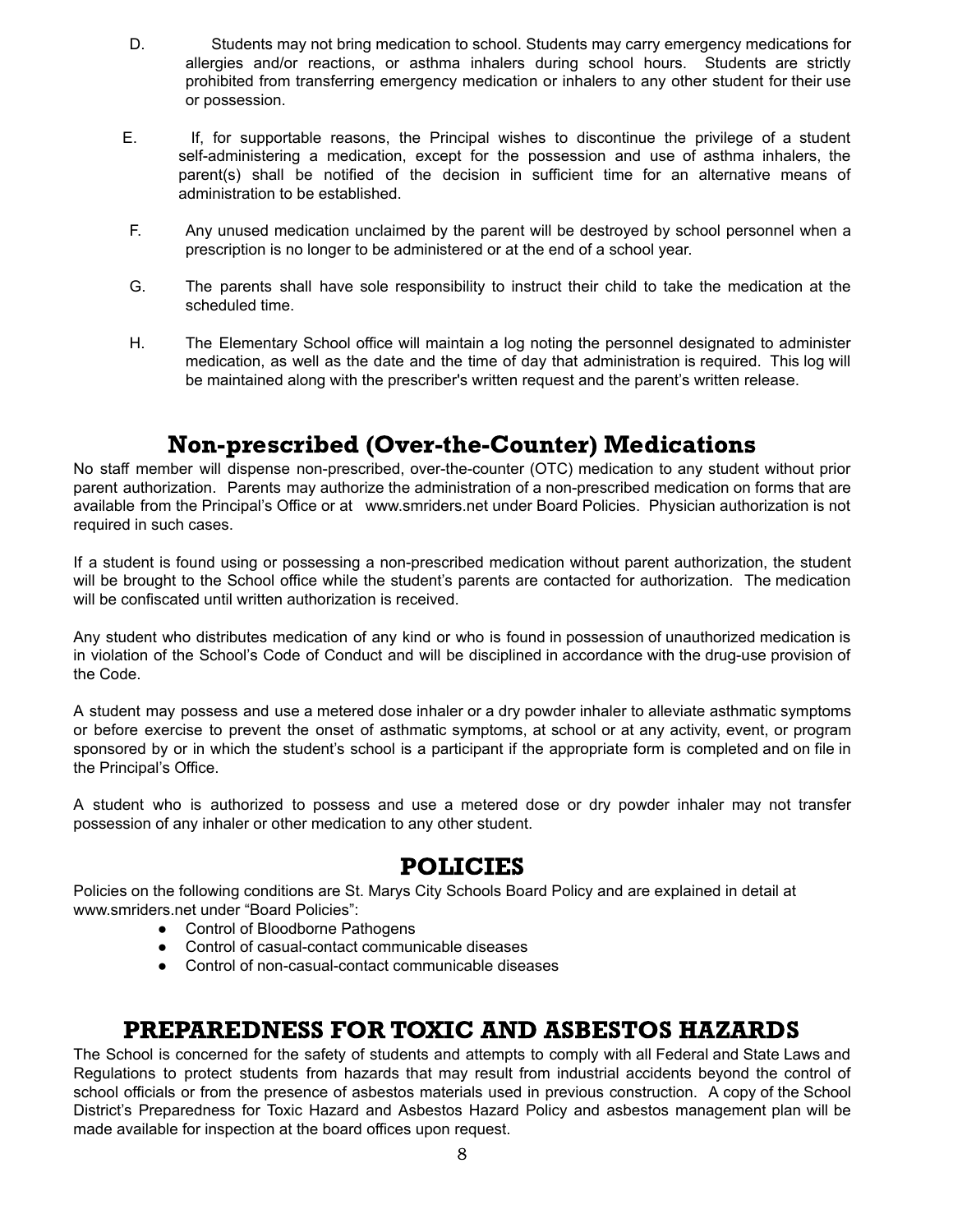D. Students may not bring medication to school. Students may carry emergency medications for allergies and/or reactions, or asthma inhalers during school hours. Students are strictly prohibited from transferring emergency medication or inhalers to any other student for their use or possession.

E. If, for supportable reasons, the Principal wishes to discontinue the privilege of a student self-administering a medication, except for the possession and use of asthma inhalers, the parent(s) shall be notified of the decision in sufficient time for an alternative means of administration to be established.

F. Any unused medication unclaimed by the parent will be destroyed by school personnel when a prescription is no longer to be administered or at the end of a school year.

G. The parents shall have sole responsibility to instruct their child to take the medication at the scheduled time.

H. The Elementary School office will maintain a log noting the personnel designated to administer medication, as well as the date and the time of day that administration is required. This log will be maintained along with the prescriber's written request and the parent's written release.

## Non-prescribed (Over-the-Counter) Medications

No staff member will dispense non-prescribed, over-the-counter (OTC) medication to any student without prior parent authorization. Parents may authorize the administration of a non-prescribed medication on forms that are available from the Principal's Office or at www.smriders.net under Board Policies. Physician authorization is not required in such cases.

If a student is found using or possessing a non-prescribed medication without parent authorization, the student will be brought to the School office while the student's parents are contacted for authorization. The medication will be confiscated until written authorization is received.

Any student who distributes medication of any kind or who is found in possession of unauthorized medication is in violation of the School's Code of Conduct and will be disciplined in accordance with the drug-use provision of the Code.

A student may possess and use a metered dose inhaler or a dry powder inhaler to alleviate asthmatic symptoms or before exercise to prevent the onset of asthmatic symptoms, at school or at any activity, event, or program sponsored by or in which the student's school is a participant if the appropriate form is completed and on file in the Principal's Office.

A student who is authorized to possess and use a metered dose or dry powder inhaler may not transfer possession of any inhaler or other medication to any other student.

## POLICIES

Policies on the following conditions are St. Marys City Schools Board Policy and are explained in detail at www.smriders.net under "Board Policies":

- Control of Bloodborne Pathogens
- Control of casual-contact communicable diseases
- Control of non-casual-contact communicable diseases

## PREPAREDNESS FOR TOXIC AND ASBESTOS HAZARDS

The School is concerned for the safety of students and attempts to comply with all Federal and State Laws and Regulations to protect students from hazards that may result from industrial accidents beyond the control of school officials or from the presence of asbestos materials used in previous construction. A copy of the School District's Preparedness for Toxic Hazard and Asbestos Hazard Policy and asbestos management plan will be made available for inspection at the board offices upon request.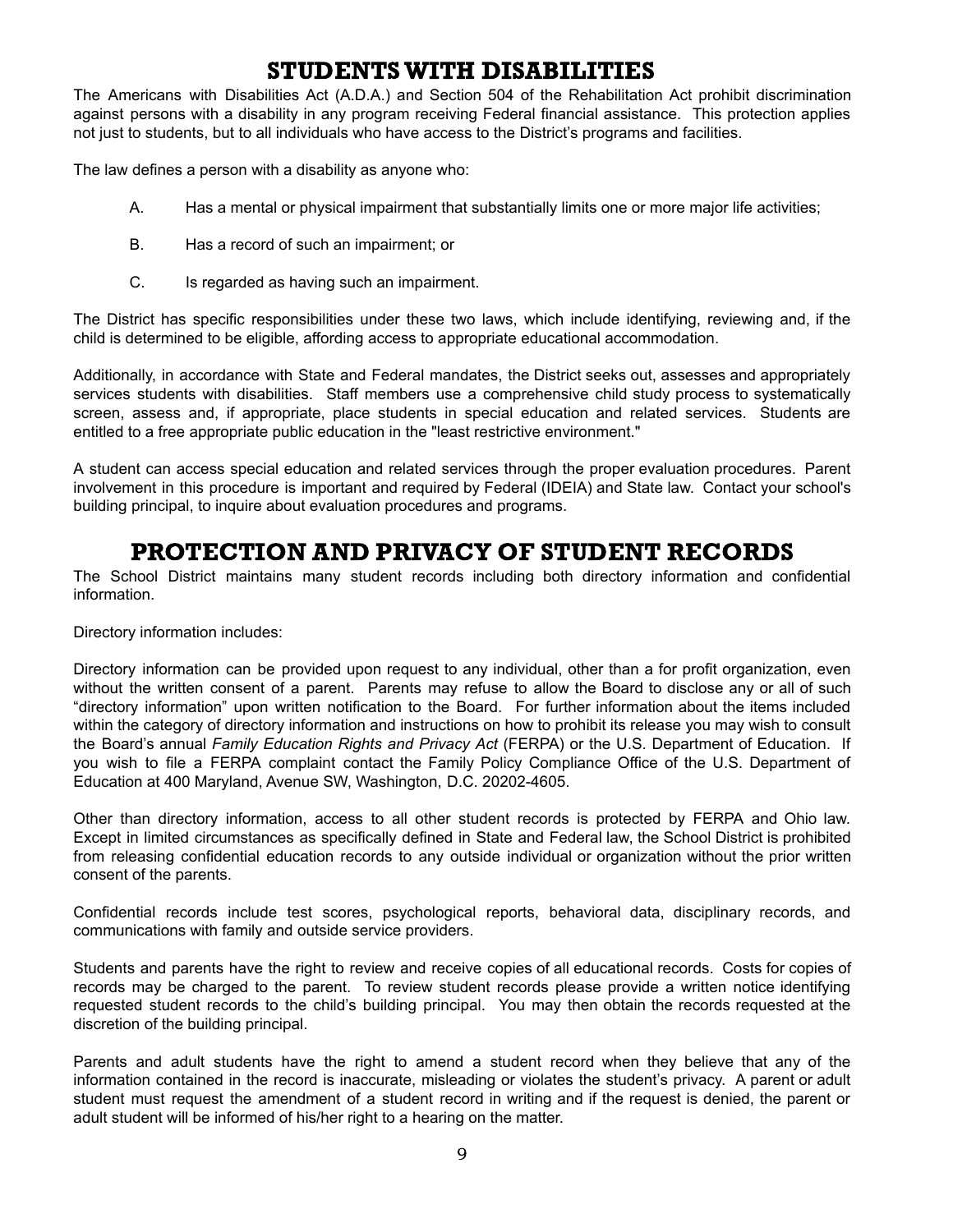# STUDENTS WITH DISABILITIES

The Americans with Disabilities Act (A.D.A.) and Section 504 of the Rehabilitation Act prohibit discrimination against persons with a disability in any program receiving Federal financial assistance. This protection applies not just to students, but to all individuals who have access to the District's programs and facilities.

The law defines a person with a disability as anyone who:

A. Has a mental or physical impairment that substantially limits one or more major life activities;

B. Has a record of such an impairment; or

C. Is regarded as having such an impairment.

The District has specific responsibilities under these two laws, which include identifying, reviewing and, if the child is determined to be eligible, affording access to appropriate educational accommodation.

Additionally, in accordance with State and Federal mandates, the District seeks out, assesses and appropriately services students with disabilities. Staff members use a comprehensive child study process to systematically screen, assess and, if appropriate, place students in special education and related services. Students are entitled to a free appropriate public education in the "least restrictive environment."

A student can access special education and related services through the proper evaluation procedures. Parent involvement in this procedure is important and required by Federal (IDEIA) and State law. Contact your school's building principal, to inquire about evaluation procedures and programs.

# PROTECTION AND PRIVACY OF STUDENT RECORDS

The School District maintains many student records including both directory information and confidential information.

Directory information includes:

Directory information can be provided upon request to any individual, other than a for profit organization, even without the written consent of a parent. Parents may refuse to allow the Board to disclose any or all of such "directory information" upon written notification to the Board. For further information about the items included within the category of directory information and instructions on how to prohibit its release you may wish to consult the Board's annual *Family Education Rights and Privacy Act* (FERPA) or the U.S. Department of Education. If you wish to file a FERPA complaint contact the Family Policy Compliance Office of the U.S. Department of Education at 400 Maryland, Avenue SW, Washington, D.C. 20202-4605.

Other than directory information, access to all other student records is protected by FERPA and Ohio law. Except in limited circumstances as specifically defined in State and Federal law, the School District is prohibited from releasing confidential education records to any outside individual or organization without the prior written consent of the parents.

Confidential records include test scores, psychological reports, behavioral data, disciplinary records, and communications with family and outside service providers.

Students and parents have the right to review and receive copies of all educational records. Costs for copies of records may be charged to the parent. To review student records please provide a written notice identifying requested student records to the child's building principal. You may then obtain the records requested at the discretion of the building principal.

Parents and adult students have the right to amend a student record when they believe that any of the information contained in the record is inaccurate, misleading or violates the student's privacy. A parent or adult student must request the amendment of a student record in writing and if the request is denied, the parent or adult student will be informed of his/her right to a hearing on the matter.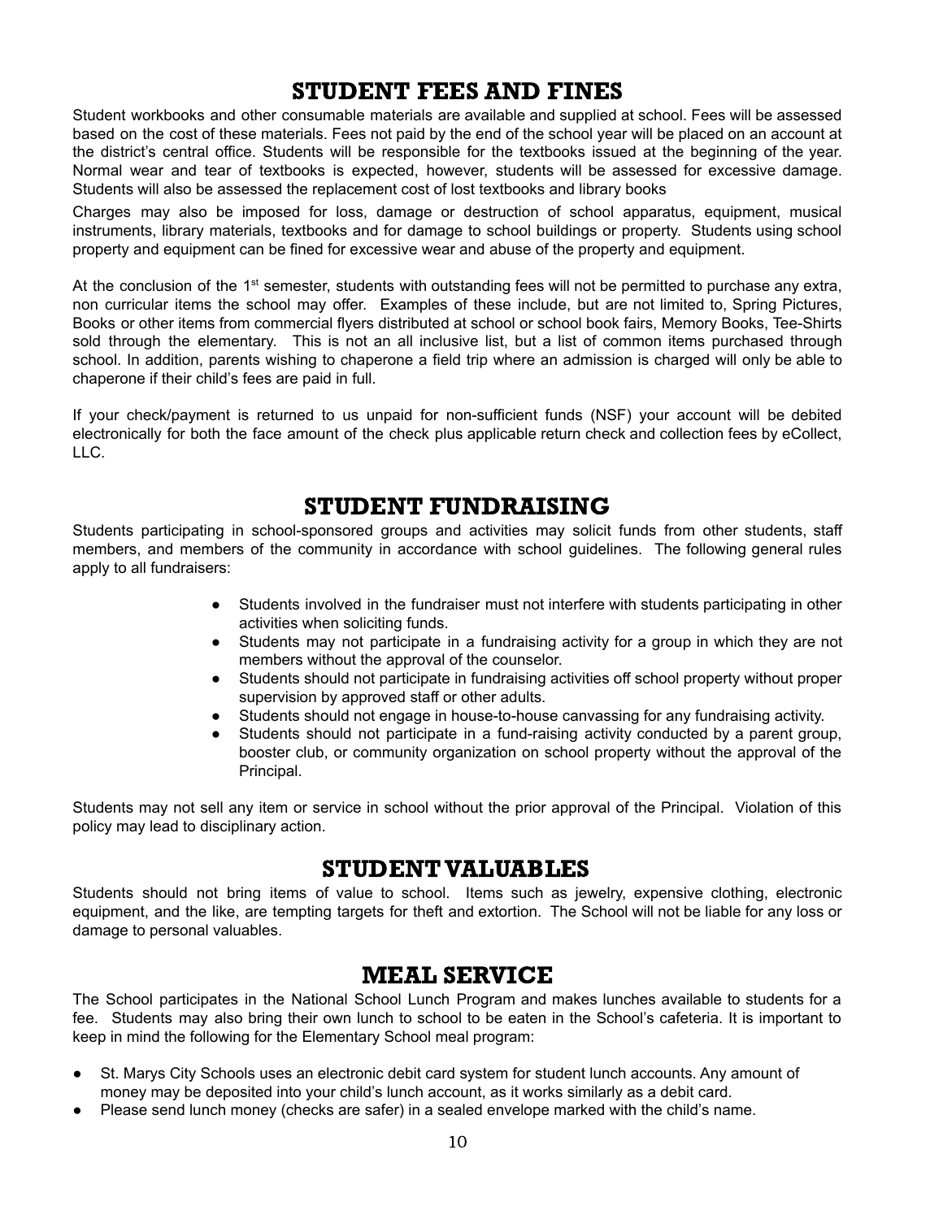# STUDENT FEES AND FINES

Student workbooks and other consumable materials are available and supplied at school. Fees will be assessed based on the cost of these materials. Fees not paid by the end of the school year will be placed on an account at the district's central office. Students will be responsible for the textbooks issued at the beginning of the year. Normal wear and tear of textbooks is expected, however, students will be assessed for excessive damage. Students will also be assessed the replacement cost of lost textbooks and library books

Charges may also be imposed for loss, damage or destruction of school apparatus, equipment, musical instruments, library materials, textbooks and for damage to school buildings or property. Students using school property and equipment can be fined for excessive wear and abuse of the property and equipment.

At the conclusion of the 1st semester, students with outstanding fees will not be permitted to purchase any extra, non curricular items the school may offer. Examples of these include, but are not limited to, Spring Pictures, Books or other items from commercial flyers distributed at school or school book fairs, Memory Books, Tee-Shirts sold through the elementary. This is not an all inclusive list, but a list of common items purchased through school. In addition, parents wishing to chaperone a field trip where an admission is charged will only be able to chaperone if their child's fees are paid in full.

If your check/payment is returned to us unpaid for non-sufficient funds (NSF) your account will be debited electronically for both the face amount of the check plus applicable return check and collection fees by eCollect, LLC.

# STUDENT FUNDRAISING

Students participating in school-sponsored groups and activities may solicit funds from other students, staff members, and members of the community in accordance with school guidelines. The following general rules apply to all fundraisers:

- Students involved in the fundraiser must not interfere with students participating in other activities when soliciting funds.
- Students may not participate in a fundraising activity for a group in which they are not members without the approval of the counselor.
- Students should not participate in fundraising activities off school property without proper supervision by approved staff or other adults.
- Students should not engage in house-to-house canvassing for any fundraising activity.
- Students should not participate in a fund-raising activity conducted by a parent group, booster club, or community organization on school property without the approval of the Principal.

Students may not sell any item or service in school without the prior approval of the Principal. Violation of this policy may lead to disciplinary action.

# STUDENT VALUABLES

Students should not bring items of value to school. Items such as jewelry, expensive clothing, electronic equipment, and the like, are tempting targets for theft and extortion. The School will not be liable for any loss or damage to personal valuables.

# MEAL SERVICE

The School participates in the National School Lunch Program and makes lunches available to students for a fee. Students may also bring their own lunch to school to be eaten in the School's cafeteria. It is important to keep in mind the following for the Elementary School meal program:

- St. Marys City Schools uses an electronic debit card system for student lunch accounts. Any amount of money may be deposited into your child's lunch account, as it works similarly as a debit card.
- Please send lunch money (checks are safer) in a sealed envelope marked with the child's name.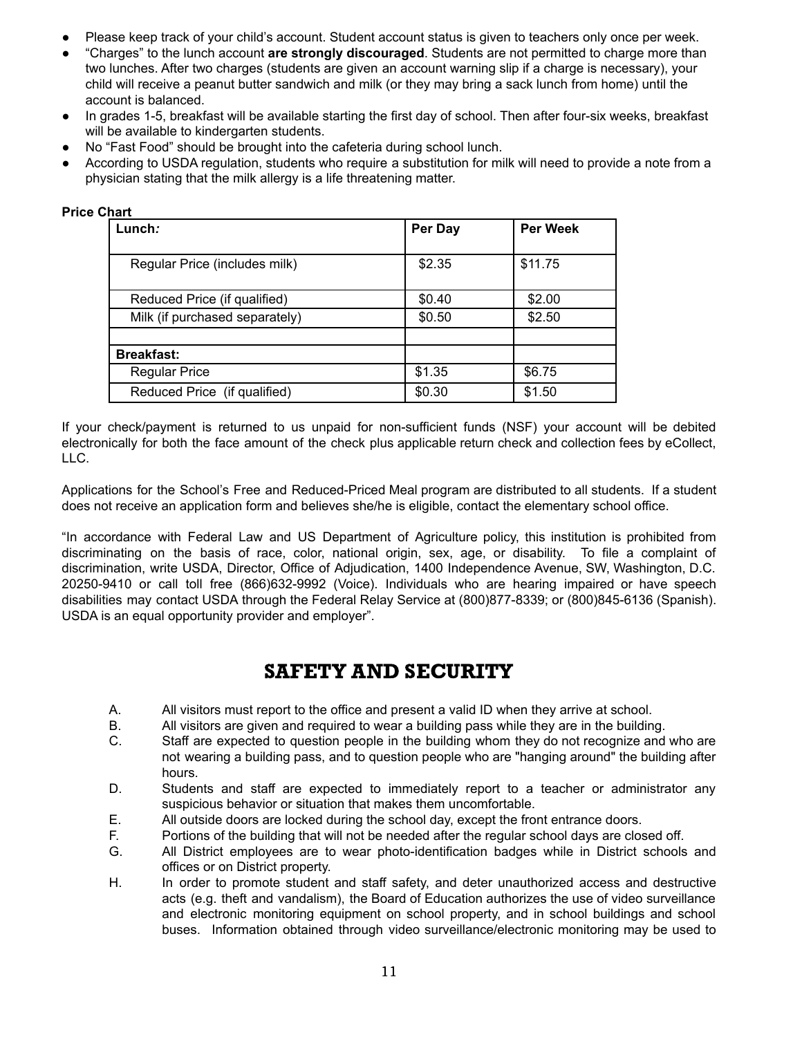- Please keep track of your child's account. Student account status is given to teachers only once per week.
- "Charges" to the lunch account **are strongly discouraged**. Students are not permitted to charge more than two lunches. After two charges (students are given an account warning slip if a charge is necessary), your child will receive a peanut butter sandwich and milk (or they may bring a sack lunch from home) until the account is balanced.
- In grades 1-5, breakfast will be available starting the first day of school. Then after four-six weeks, breakfast will be available to kindergarten students.
- No "Fast Food" should be brought into the cafeteria during school lunch.
- According to USDA regulation, students who require a substitution for milk will need to provide a note from a physician stating that the milk allergy is a life threatening matter.

**Price Chart**

| **Lunch*:*** | **Per Day** | **Per Week** |
|---|---|---|
| Regular Price (includes milk) | $2.35 | $11.75 |
| Reduced Price (if qualified) | $0.40 | $2.00 |
| Milk (if purchased separately) | $0.50 | $2.50 |
| | | |
| **Breakfast:** | | |
| Regular Price | $1.35 | $6.75 |
| Reduced Price (if qualified) | $0.30 | $1.50 |

If your check/payment is returned to us unpaid for non-sufficient funds (NSF) your account will be debited electronically for both the face amount of the check plus applicable return check and collection fees by eCollect, LLC.

Applications for the School's Free and Reduced-Priced Meal program are distributed to all students. If a student does not receive an application form and believes she/he is eligible, contact the elementary school office.

"In accordance with Federal Law and US Department of Agriculture policy, this institution is prohibited from discriminating on the basis of race, color, national origin, sex, age, or disability. To file a complaint of discrimination, write USDA, Director, Office of Adjudication, 1400 Independence Avenue, SW, Washington, D.C. 20250-9410 or call toll free (866)632-9992 (Voice). Individuals who are hearing impaired or have speech disabilities may contact USDA through the Federal Relay Service at (800)877-8339; or (800)845-6136 (Spanish). USDA is an equal opportunity provider and employer".

# SAFETY AND SECURITY

A. All visitors must report to the office and present a valid ID when they arrive at school.

B. All visitors are given and required to wear a building pass while they are in the building.

C. Staff are expected to question people in the building whom they do not recognize and who are not wearing a building pass, and to question people who are "hanging around" the building after hours.

D. Students and staff are expected to immediately report to a teacher or administrator any suspicious behavior or situation that makes them uncomfortable.

E. All outside doors are locked during the school day, except the front entrance doors.

F. Portions of the building that will not be needed after the regular school days are closed off.

G. All District employees are to wear photo-identification badges while in District schools and offices or on District property.

H. In order to promote student and staff safety, and deter unauthorized access and destructive acts (e.g. theft and vandalism), the Board of Education authorizes the use of video surveillance and electronic monitoring equipment on school property, and in school buildings and school buses. Information obtained through video surveillance/electronic monitoring may be used to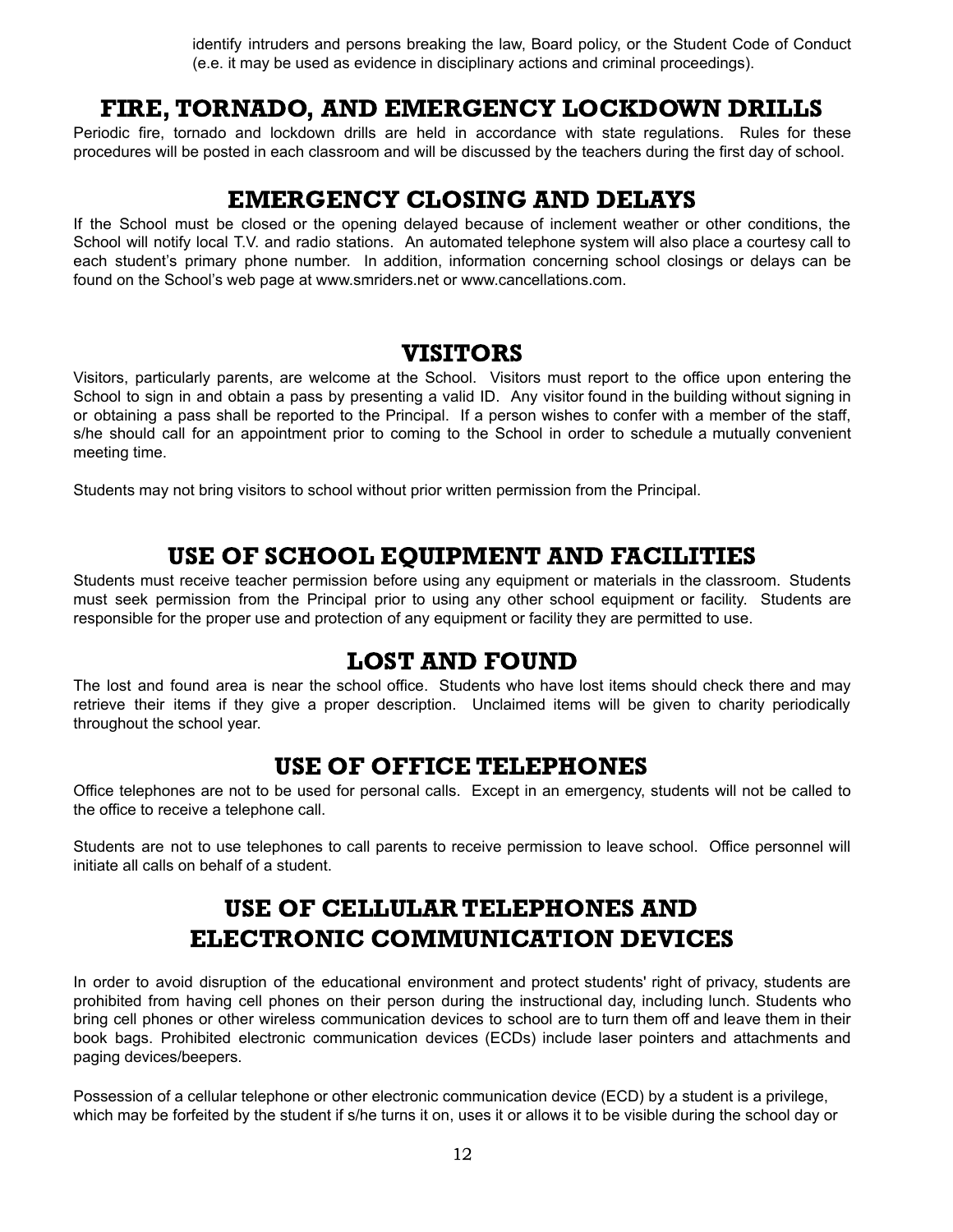identify intruders and persons breaking the law, Board policy, or the Student Code of Conduct (e.e. it may be used as evidence in disciplinary actions and criminal proceedings).

## FIRE, TORNADO, AND EMERGENCY LOCKDOWN DRILLS

Periodic fire, tornado and lockdown drills are held in accordance with state regulations. Rules for these procedures will be posted in each classroom and will be discussed by the teachers during the first day of school.

## EMERGENCY CLOSING AND DELAYS

If the School must be closed or the opening delayed because of inclement weather or other conditions, the School will notify local T.V. and radio stations. An automated telephone system will also place a courtesy call to each student's primary phone number. In addition, information concerning school closings or delays can be found on the School's web page at www.smriders.net or www.cancellations.com.

## VISITORS

Visitors, particularly parents, are welcome at the School. Visitors must report to the office upon entering the School to sign in and obtain a pass by presenting a valid ID. Any visitor found in the building without signing in or obtaining a pass shall be reported to the Principal. If a person wishes to confer with a member of the staff, s/he should call for an appointment prior to coming to the School in order to schedule a mutually convenient meeting time.

Students may not bring visitors to school without prior written permission from the Principal.

## USE OF SCHOOL EQUIPMENT AND FACILITIES

Students must receive teacher permission before using any equipment or materials in the classroom. Students must seek permission from the Principal prior to using any other school equipment or facility. Students are responsible for the proper use and protection of any equipment or facility they are permitted to use.

## LOST AND FOUND

The lost and found area is near the school office. Students who have lost items should check there and may retrieve their items if they give a proper description. Unclaimed items will be given to charity periodically throughout the school year.

## USE OF OFFICE TELEPHONES

Office telephones are not to be used for personal calls. Except in an emergency, students will not be called to the office to receive a telephone call.

Students are not to use telephones to call parents to receive permission to leave school. Office personnel will initiate all calls on behalf of a student.

## USE OF CELLULAR TELEPHONES AND ELECTRONIC COMMUNICATION DEVICES

In order to avoid disruption of the educational environment and protect students' right of privacy, students are prohibited from having cell phones on their person during the instructional day, including lunch. Students who bring cell phones or other wireless communication devices to school are to turn them off and leave them in their book bags. Prohibited electronic communication devices (ECDs) include laser pointers and attachments and paging devices/beepers.

Possession of a cellular telephone or other electronic communication device (ECD) by a student is a privilege, which may be forfeited by the student if s/he turns it on, uses it or allows it to be visible during the school day or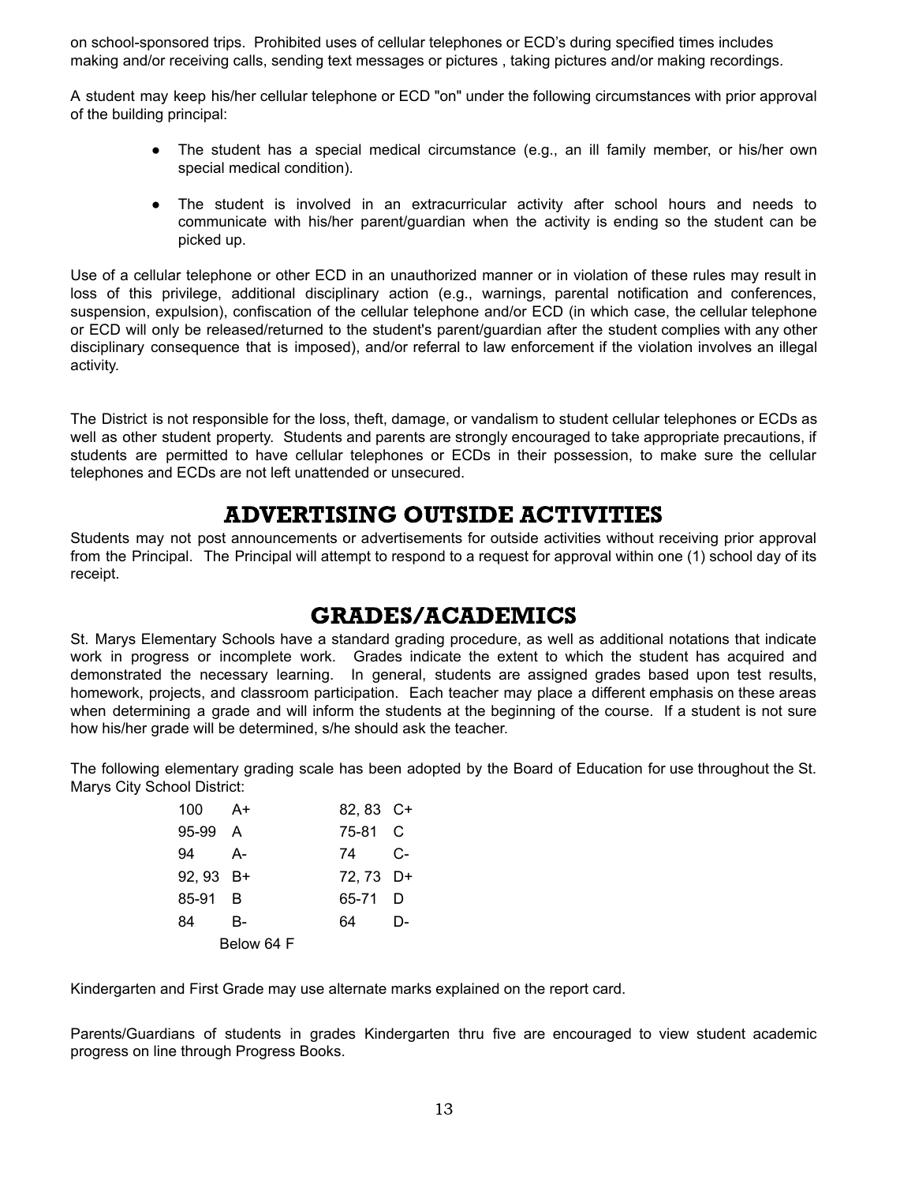on school-sponsored trips. Prohibited uses of cellular telephones or ECD's during specified times includes making and/or receiving calls, sending text messages or pictures , taking pictures and/or making recordings.

A student may keep his/her cellular telephone or ECD "on" under the following circumstances with prior approval of the building principal:

- The student has a special medical circumstance (e.g., an ill family member, or his/her own special medical condition).
- The student is involved in an extracurricular activity after school hours and needs to communicate with his/her parent/guardian when the activity is ending so the student can be picked up.

Use of a cellular telephone or other ECD in an unauthorized manner or in violation of these rules may result in loss of this privilege, additional disciplinary action (e.g., warnings, parental notification and conferences, suspension, expulsion), confiscation of the cellular telephone and/or ECD (in which case, the cellular telephone or ECD will only be released/returned to the student's parent/guardian after the student complies with any other disciplinary consequence that is imposed), and/or referral to law enforcement if the violation involves an illegal activity.

The District is not responsible for the loss, theft, damage, or vandalism to student cellular telephones or ECDs as well as other student property. Students and parents are strongly encouraged to take appropriate precautions, if students are permitted to have cellular telephones or ECDs in their possession, to make sure the cellular telephones and ECDs are not left unattended or unsecured.

# ADVERTISING OUTSIDE ACTIVITIES

Students may not post announcements or advertisements for outside activities without receiving prior approval from the Principal. The Principal will attempt to respond to a request for approval within one (1) school day of its receipt.

# GRADES/ACADEMICS

St. Marys Elementary Schools have a standard grading procedure, as well as additional notations that indicate work in progress or incomplete work. Grades indicate the extent to which the student has acquired and demonstrated the necessary learning. In general, students are assigned grades based upon test results, homework, projects, and classroom participation. Each teacher may place a different emphasis on these areas when determining a grade and will inform the students at the beginning of the course. If a student is not sure how his/her grade will be determined, s/he should ask the teacher.

The following elementary grading scale has been adopted by the Board of Education for use throughout the St. Marys City School District:

| Score | Grade | Score | Grade |
|---|---|---|---|
| 100 | A+ | 82, 83 | C+ |
| 95-99 | A | 75-81 | C |
| 94 | A- | 74 | C- |
| 92, 93 | B+ | 72, 73 | D+ |
| 85-91 | B | 65-71 | D |
| 84 | B- | 64 | D- |
| Below 64 | F | | |

Kindergarten and First Grade may use alternate marks explained on the report card.

Parents/Guardians of students in grades Kindergarten thru five are encouraged to view student academic progress on line through Progress Books.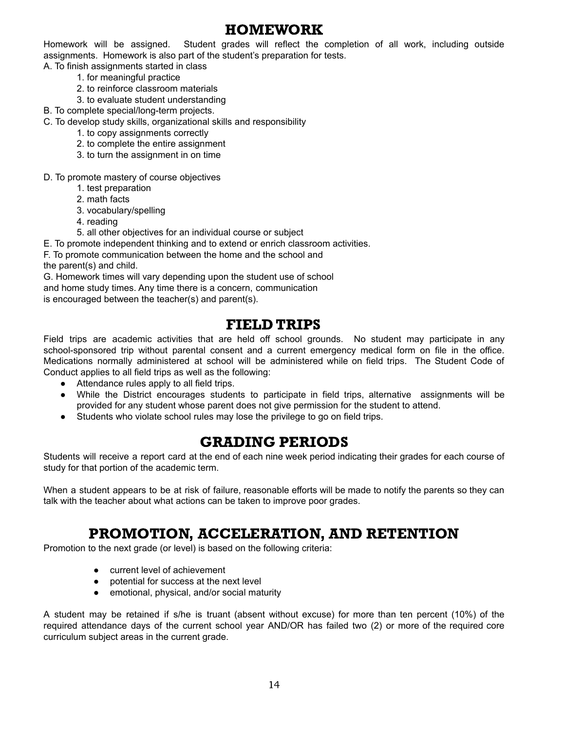# HOMEWORK

Homework will be assigned. Student grades will reflect the completion of all work, including outside assignments. Homework is also part of the student's preparation for tests.

A. To finish assignments started in class
   1. for meaningful practice
   2. to reinforce classroom materials
   3. to evaluate student understanding

B. To complete special/long-term projects.

C. To develop study skills, organizational skills and responsibility
   1. to copy assignments correctly
   2. to complete the entire assignment
   3. to turn the assignment in on time

D. To promote mastery of course objectives
   1. test preparation
   2. math facts
   3. vocabulary/spelling
   4. reading
   5. all other objectives for an individual course or subject

E. To promote independent thinking and to extend or enrich classroom activities.

F. To promote communication between the home and the school and the parent(s) and child.

G. Homework times will vary depending upon the student use of school and home study times. Any time there is a concern, communication is encouraged between the teacher(s) and parent(s).

# FIELD TRIPS

Field trips are academic activities that are held off school grounds. No student may participate in any school-sponsored trip without parental consent and a current emergency medical form on file in the office. Medications normally administered at school will be administered while on field trips. The Student Code of Conduct applies to all field trips as well as the following:

- Attendance rules apply to all field trips.
- While the District encourages students to participate in field trips, alternative assignments will be provided for any student whose parent does not give permission for the student to attend.
- Students who violate school rules may lose the privilege to go on field trips.

# GRADING PERIODS

Students will receive a report card at the end of each nine week period indicating their grades for each course of study for that portion of the academic term.

When a student appears to be at risk of failure, reasonable efforts will be made to notify the parents so they can talk with the teacher about what actions can be taken to improve poor grades.

# PROMOTION, ACCELERATION, AND RETENTION

Promotion to the next grade (or level) is based on the following criteria:

- current level of achievement
- potential for success at the next level
- emotional, physical, and/or social maturity

A student may be retained if s/he is truant (absent without excuse) for more than ten percent (10%) of the required attendance days of the current school year AND/OR has failed two (2) or more of the required core curriculum subject areas in the current grade.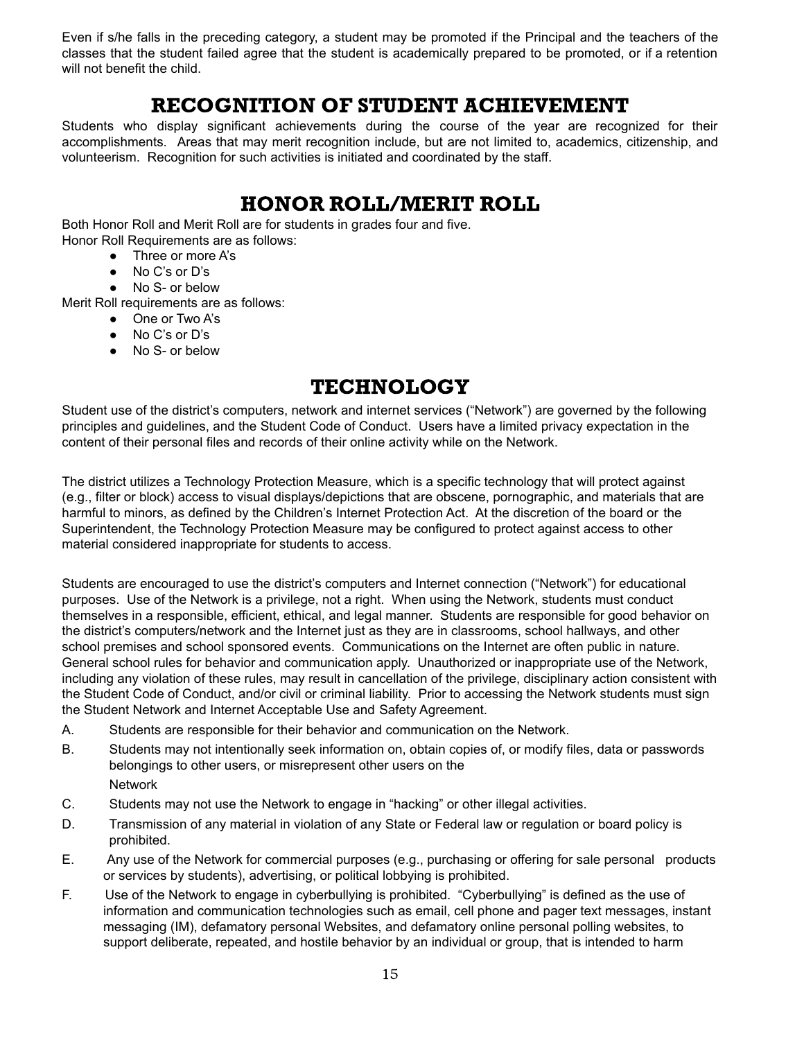Even if s/he falls in the preceding category, a student may be promoted if the Principal and the teachers of the classes that the student failed agree that the student is academically prepared to be promoted, or if a retention will not benefit the child.

# RECOGNITION OF STUDENT ACHIEVEMENT

Students who display significant achievements during the course of the year are recognized for their accomplishments. Areas that may merit recognition include, but are not limited to, academics, citizenship, and volunteerism. Recognition for such activities is initiated and coordinated by the staff.

# HONOR ROLL/MERIT ROLL

Both Honor Roll and Merit Roll are for students in grades four and five.
Honor Roll Requirements are as follows:

- Three or more A's
- No C's or D's
- No S- or below

Merit Roll requirements are as follows:

- One or Two A's
- No C's or D's
- No S- or below

# TECHNOLOGY

Student use of the district's computers, network and internet services ("Network") are governed by the following principles and guidelines, and the Student Code of Conduct. Users have a limited privacy expectation in the content of their personal files and records of their online activity while on the Network.

The district utilizes a Technology Protection Measure, which is a specific technology that will protect against (e.g., filter or block) access to visual displays/depictions that are obscene, pornographic, and materials that are harmful to minors, as defined by the Children's Internet Protection Act. At the discretion of the board or the Superintendent, the Technology Protection Measure may be configured to protect against access to other material considered inappropriate for students to access.

Students are encouraged to use the district's computers and Internet connection ("Network") for educational purposes. Use of the Network is a privilege, not a right. When using the Network, students must conduct themselves in a responsible, efficient, ethical, and legal manner. Students are responsible for good behavior on the district's computers/network and the Internet just as they are in classrooms, school hallways, and other school premises and school sponsored events. Communications on the Internet are often public in nature. General school rules for behavior and communication apply. Unauthorized or inappropriate use of the Network, including any violation of these rules, may result in cancellation of the privilege, disciplinary action consistent with the Student Code of Conduct, and/or civil or criminal liability. Prior to accessing the Network students must sign the Student Network and Internet Acceptable Use and Safety Agreement.

A. Students are responsible for their behavior and communication on the Network.

B. Students may not intentionally seek information on, obtain copies of, or modify files, data or passwords belongings to other users, or misrepresent other users on the Network

C. Students may not use the Network to engage in "hacking" or other illegal activities.

D. Transmission of any material in violation of any State or Federal law or regulation or board policy is prohibited.

E. Any use of the Network for commercial purposes (e.g., purchasing or offering for sale personal products or services by students), advertising, or political lobbying is prohibited.

F. Use of the Network to engage in cyberbullying is prohibited. "Cyberbullying" is defined as the use of information and communication technologies such as email, cell phone and pager text messages, instant messaging (IM), defamatory personal Websites, and defamatory online personal polling websites, to support deliberate, repeated, and hostile behavior by an individual or group, that is intended to harm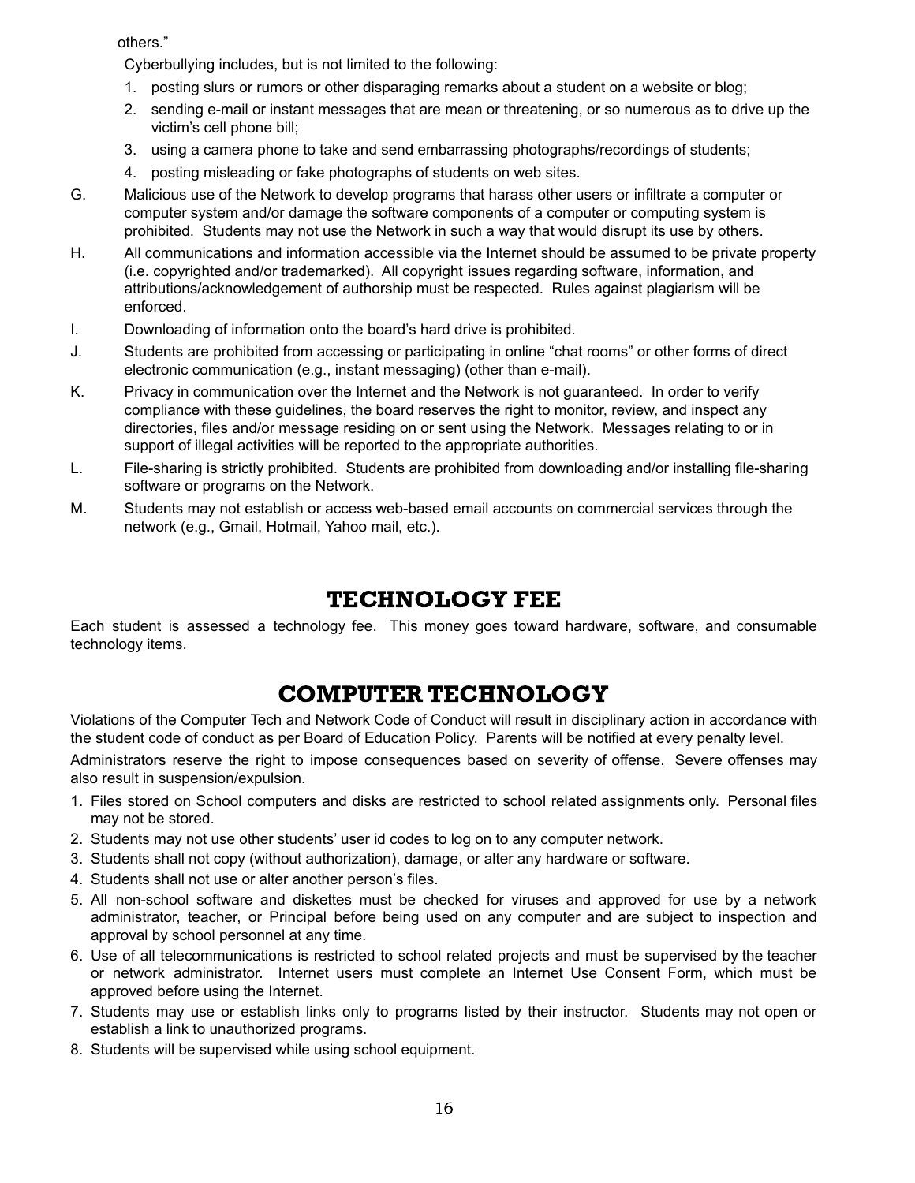others."

Cyberbullying includes, but is not limited to the following:

1. posting slurs or rumors or other disparaging remarks about a student on a website or blog;
2. sending e-mail or instant messages that are mean or threatening, or so numerous as to drive up the victim's cell phone bill;
3. using a camera phone to take and send embarrassing photographs/recordings of students;
4. posting misleading or fake photographs of students on web sites.

G. Malicious use of the Network to develop programs that harass other users or infiltrate a computer or computer system and/or damage the software components of a computer or computing system is prohibited. Students may not use the Network in such a way that would disrupt its use by others.

H. All communications and information accessible via the Internet should be assumed to be private property (i.e. copyrighted and/or trademarked). All copyright issues regarding software, information, and attributions/acknowledgement of authorship must be respected. Rules against plagiarism will be enforced.

I. Downloading of information onto the board's hard drive is prohibited.

J. Students are prohibited from accessing or participating in online "chat rooms" or other forms of direct electronic communication (e.g., instant messaging) (other than e-mail).

K. Privacy in communication over the Internet and the Network is not guaranteed. In order to verify compliance with these guidelines, the board reserves the right to monitor, review, and inspect any directories, files and/or message residing on or sent using the Network. Messages relating to or in support of illegal activities will be reported to the appropriate authorities.

L. File-sharing is strictly prohibited. Students are prohibited from downloading and/or installing file-sharing software or programs on the Network.

M. Students may not establish or access web-based email accounts on commercial services through the network (e.g., Gmail, Hotmail, Yahoo mail, etc.).

# TECHNOLOGY FEE

Each student is assessed a technology fee. This money goes toward hardware, software, and consumable technology items.

# COMPUTER TECHNOLOGY

Violations of the Computer Tech and Network Code of Conduct will result in disciplinary action in accordance with the student code of conduct as per Board of Education Policy. Parents will be notified at every penalty level.

Administrators reserve the right to impose consequences based on severity of offense. Severe offenses may also result in suspension/expulsion.

1. Files stored on School computers and disks are restricted to school related assignments only. Personal files may not be stored.
2. Students may not use other students' user id codes to log on to any computer network.
3. Students shall not copy (without authorization), damage, or alter any hardware or software.
4. Students shall not use or alter another person's files.
5. All non-school software and diskettes must be checked for viruses and approved for use by a network administrator, teacher, or Principal before being used on any computer and are subject to inspection and approval by school personnel at any time.
6. Use of all telecommunications is restricted to school related projects and must be supervised by the teacher or network administrator. Internet users must complete an Internet Use Consent Form, which must be approved before using the Internet.
7. Students may use or establish links only to programs listed by their instructor. Students may not open or establish a link to unauthorized programs.
8. Students will be supervised while using school equipment.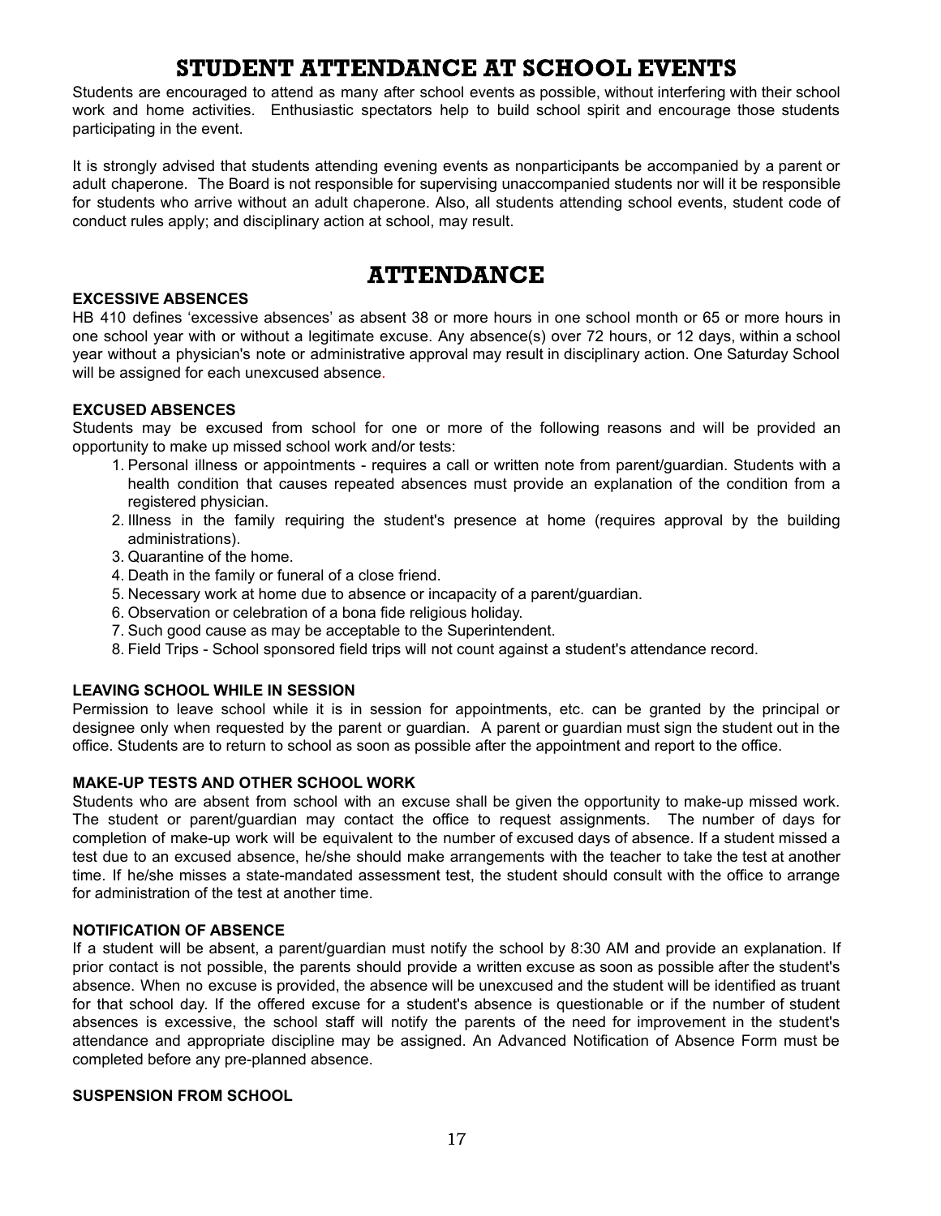# STUDENT ATTENDANCE AT SCHOOL EVENTS

Students are encouraged to attend as many after school events as possible, without interfering with their school work and home activities. Enthusiastic spectators help to build school spirit and encourage those students participating in the event.

It is strongly advised that students attending evening events as nonparticipants be accompanied by a parent or adult chaperone. The Board is not responsible for supervising unaccompanied students nor will it be responsible for students who arrive without an adult chaperone. Also, all students attending school events, student code of conduct rules apply; and disciplinary action at school, may result.

# ATTENDANCE

### EXCESSIVE ABSENCES

HB 410 defines 'excessive absences' as absent 38 or more hours in one school month or 65 or more hours in one school year with or without a legitimate excuse. Any absence(s) over 72 hours, or 12 days, within a school year without a physician's note or administrative approval may result in disciplinary action. One Saturday School will be assigned for each unexcused absence.

### EXCUSED ABSENCES

Students may be excused from school for one or more of the following reasons and will be provided an opportunity to make up missed school work and/or tests:

1. Personal illness or appointments - requires a call or written note from parent/guardian. Students with a health condition that causes repeated absences must provide an explanation of the condition from a registered physician.
2. Illness in the family requiring the student's presence at home (requires approval by the building administrations).
3. Quarantine of the home.
4. Death in the family or funeral of a close friend.
5. Necessary work at home due to absence or incapacity of a parent/guardian.
6. Observation or celebration of a bona fide religious holiday.
7. Such good cause as may be acceptable to the Superintendent.
8. Field Trips - School sponsored field trips will not count against a student's attendance record.

### LEAVING SCHOOL WHILE IN SESSION

Permission to leave school while it is in session for appointments, etc. can be granted by the principal or designee only when requested by the parent or guardian. A parent or guardian must sign the student out in the office. Students are to return to school as soon as possible after the appointment and report to the office.

### MAKE-UP TESTS AND OTHER SCHOOL WORK

Students who are absent from school with an excuse shall be given the opportunity to make-up missed work. The student or parent/guardian may contact the office to request assignments. The number of days for completion of make-up work will be equivalent to the number of excused days of absence. If a student missed a test due to an excused absence, he/she should make arrangements with the teacher to take the test at another time. If he/she misses a state-mandated assessment test, the student should consult with the office to arrange for administration of the test at another time.

### NOTIFICATION OF ABSENCE

If a student will be absent, a parent/guardian must notify the school by 8:30 AM and provide an explanation. If prior contact is not possible, the parents should provide a written excuse as soon as possible after the student's absence. When no excuse is provided, the absence will be unexcused and the student will be identified as truant for that school day. If the offered excuse for a student's absence is questionable or if the number of student absences is excessive, the school staff will notify the parents of the need for improvement in the student's attendance and appropriate discipline may be assigned. An Advanced Notification of Absence Form must be completed before any pre-planned absence.

### SUSPENSION FROM SCHOOL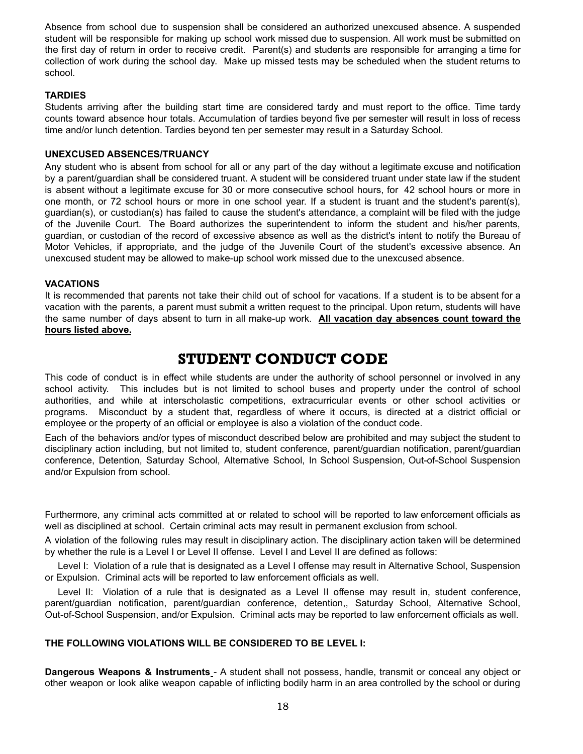Absence from school due to suspension shall be considered an authorized unexcused absence. A suspended student will be responsible for making up school work missed due to suspension. All work must be submitted on the first day of return in order to receive credit. Parent(s) and students are responsible for arranging a time for collection of work during the school day. Make up missed tests may be scheduled when the student returns to school.

**TARDIES**

Students arriving after the building start time are considered tardy and must report to the office. Time tardy counts toward absence hour totals. Accumulation of tardies beyond five per semester will result in loss of recess time and/or lunch detention. Tardies beyond ten per semester may result in a Saturday School.

**UNEXCUSED ABSENCES/TRUANCY**

Any student who is absent from school for all or any part of the day without a legitimate excuse and notification by a parent/guardian shall be considered truant. A student will be considered truant under state law if the student is absent without a legitimate excuse for 30 or more consecutive school hours, for 42 school hours or more in one month, or 72 school hours or more in one school year. If a student is truant and the student's parent(s), guardian(s), or custodian(s) has failed to cause the student's attendance, a complaint will be filed with the judge of the Juvenile Court. The Board authorizes the superintendent to inform the student and his/her parents, guardian, or custodian of the record of excessive absence as well as the district's intent to notify the Bureau of Motor Vehicles, if appropriate, and the judge of the Juvenile Court of the student's excessive absence. An unexcused student may be allowed to make-up school work missed due to the unexcused absence.

**VACATIONS**

It is recommended that parents not take their child out of school for vacations. If a student is to be absent for a vacation with the parents, a parent must submit a written request to the principal. Upon return, students will have the same number of days absent to turn in all make-up work. **<u>All vacation day absences count toward the hours listed above.</u>**

# STUDENT CONDUCT CODE

This code of conduct is in effect while students are under the authority of school personnel or involved in any school activity. This includes but is not limited to school buses and property under the control of school authorities, and while at interscholastic competitions, extracurricular events or other school activities or programs. Misconduct by a student that, regardless of where it occurs, is directed at a district official or employee or the property of an official or employee is also a violation of the conduct code.

Each of the behaviors and/or types of misconduct described below are prohibited and may subject the student to disciplinary action including, but not limited to, student conference, parent/guardian notification, parent/guardian conference, Detention, Saturday School, Alternative School, In School Suspension, Out-of-School Suspension and/or Expulsion from school.

Furthermore, any criminal acts committed at or related to school will be reported to law enforcement officials as well as disciplined at school. Certain criminal acts may result in permanent exclusion from school.

A violation of the following rules may result in disciplinary action. The disciplinary action taken will be determined by whether the rule is a Level I or Level II offense. Level I and Level II are defined as follows:

Level I: Violation of a rule that is designated as a Level I offense may result in Alternative School, Suspension or Expulsion. Criminal acts will be reported to law enforcement officials as well.

Level II: Violation of a rule that is designated as a Level II offense may result in, student conference, parent/guardian notification, parent/guardian conference, detention,, Saturday School, Alternative School, Out-of-School Suspension, and/or Expulsion. Criminal acts may be reported to law enforcement officials as well.

**THE FOLLOWING VIOLATIONS WILL BE CONSIDERED TO BE LEVEL I:**

**Dangerous Weapons & Instruments** - A student shall not possess, handle, transmit or conceal any object or other weapon or look alike weapon capable of inflicting bodily harm in an area controlled by the school or during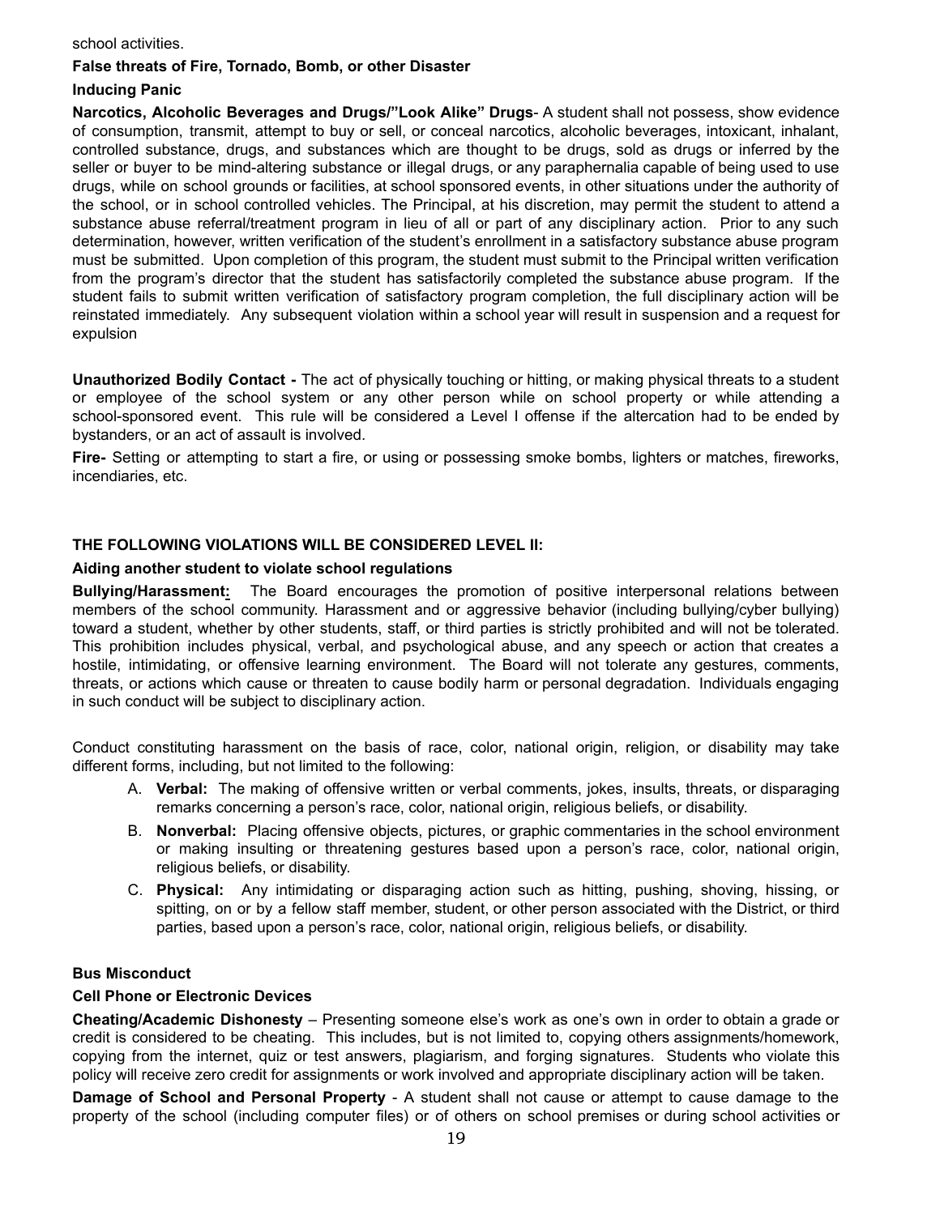school activities.

**False threats of Fire, Tornado, Bomb, or other Disaster**

**Inducing Panic**

**Narcotics, Alcoholic Beverages and Drugs/"Look Alike" Drugs**- A student shall not possess, show evidence of consumption, transmit, attempt to buy or sell, or conceal narcotics, alcoholic beverages, intoxicant, inhalant, controlled substance, drugs, and substances which are thought to be drugs, sold as drugs or inferred by the seller or buyer to be mind-altering substance or illegal drugs, or any paraphernalia capable of being used to use drugs, while on school grounds or facilities, at school sponsored events, in other situations under the authority of the school, or in school controlled vehicles. The Principal, at his discretion, may permit the student to attend a substance abuse referral/treatment program in lieu of all or part of any disciplinary action. Prior to any such determination, however, written verification of the student's enrollment in a satisfactory substance abuse program must be submitted. Upon completion of this program, the student must submit to the Principal written verification from the program's director that the student has satisfactorily completed the substance abuse program. If the student fails to submit written verification of satisfactory program completion, the full disciplinary action will be reinstated immediately. Any subsequent violation within a school year will result in suspension and a request for expulsion

**Unauthorized Bodily Contact -** The act of physically touching or hitting, or making physical threats to a student or employee of the school system or any other person while on school property or while attending a school-sponsored event. This rule will be considered a Level I offense if the altercation had to be ended by bystanders, or an act of assault is involved.

**Fire-** Setting or attempting to start a fire, or using or possessing smoke bombs, lighters or matches, fireworks, incendiaries, etc.

**THE FOLLOWING VIOLATIONS WILL BE CONSIDERED LEVEL II:**

**Aiding another student to violate school regulations**

**Bullying/Harassment:** The Board encourages the promotion of positive interpersonal relations between members of the school community. Harassment and or aggressive behavior (including bullying/cyber bullying) toward a student, whether by other students, staff, or third parties is strictly prohibited and will not be tolerated. This prohibition includes physical, verbal, and psychological abuse, and any speech or action that creates a hostile, intimidating, or offensive learning environment. The Board will not tolerate any gestures, comments, threats, or actions which cause or threaten to cause bodily harm or personal degradation. Individuals engaging in such conduct will be subject to disciplinary action.

Conduct constituting harassment on the basis of race, color, national origin, religion, or disability may take different forms, including, but not limited to the following:

A. **Verbal:** The making of offensive written or verbal comments, jokes, insults, threats, or disparaging remarks concerning a person's race, color, national origin, religious beliefs, or disability.
B. **Nonverbal:** Placing offensive objects, pictures, or graphic commentaries in the school environment or making insulting or threatening gestures based upon a person's race, color, national origin, religious beliefs, or disability.
C. **Physical:** Any intimidating or disparaging action such as hitting, pushing, shoving, hissing, or spitting, on or by a fellow staff member, student, or other person associated with the District, or third parties, based upon a person's race, color, national origin, religious beliefs, or disability.

**Bus Misconduct**

**Cell Phone or Electronic Devices**

**Cheating/Academic Dishonesty** – Presenting someone else's work as one's own in order to obtain a grade or credit is considered to be cheating. This includes, but is not limited to, copying others assignments/homework, copying from the internet, quiz or test answers, plagiarism, and forging signatures. Students who violate this policy will receive zero credit for assignments or work involved and appropriate disciplinary action will be taken.

**Damage of School and Personal Property** - A student shall not cause or attempt to cause damage to the property of the school (including computer files) or of others on school premises or during school activities or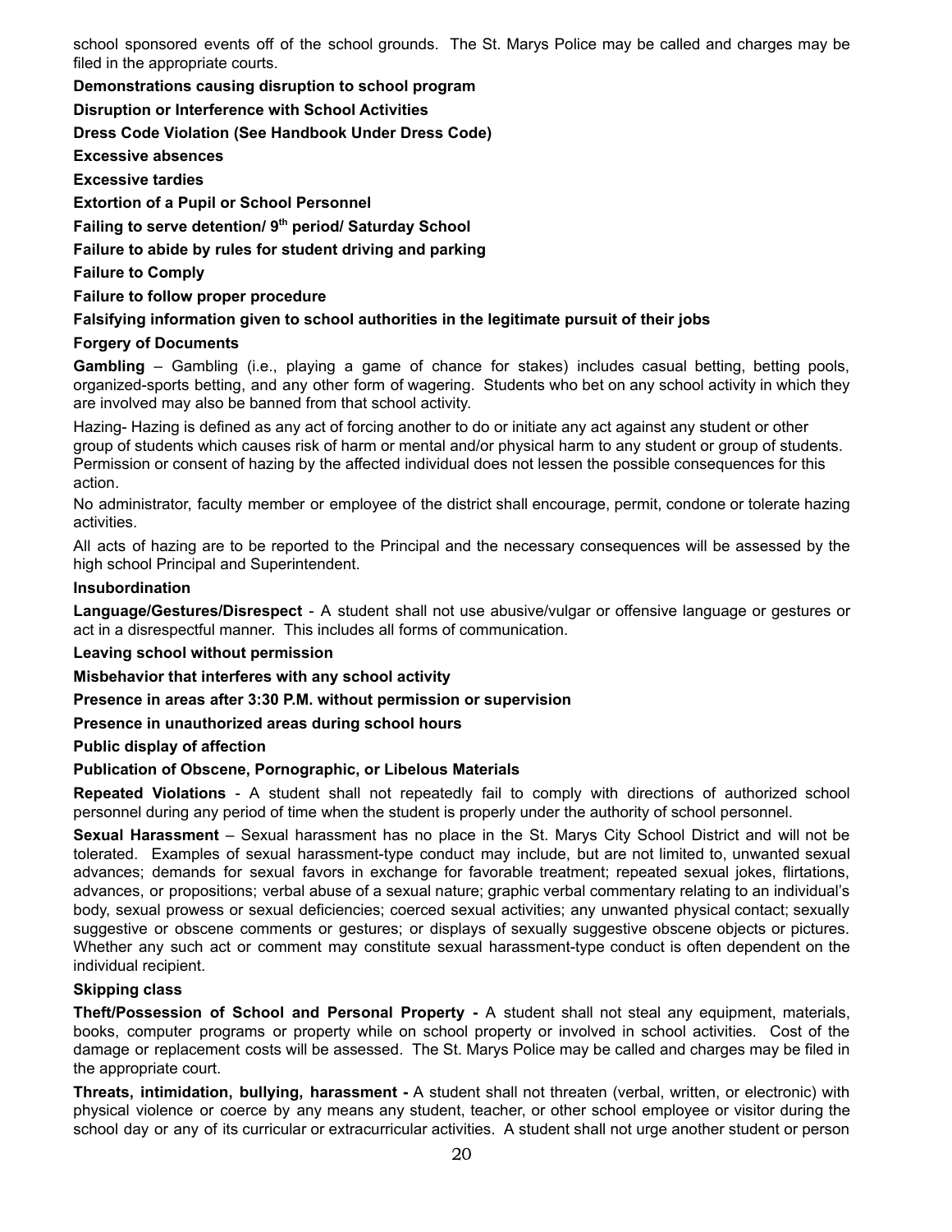school sponsored events off of the school grounds. The St. Marys Police may be called and charges may be filed in the appropriate courts.

**Demonstrations causing disruption to school program**

**Disruption or Interference with School Activities**

**Dress Code Violation (See Handbook Under Dress Code)**

**Excessive absences**

**Excessive tardies**

**Extortion of a Pupil or School Personnel**

**Failing to serve detention/ 9th period/ Saturday School**

**Failure to abide by rules for student driving and parking**

**Failure to Comply**

**Failure to follow proper procedure**

**Falsifying information given to school authorities in the legitimate pursuit of their jobs**

**Forgery of Documents**

**Gambling** – Gambling (i.e., playing a game of chance for stakes) includes casual betting, betting pools, organized-sports betting, and any other form of wagering. Students who bet on any school activity in which they are involved may also be banned from that school activity.

Hazing- Hazing is defined as any act of forcing another to do or initiate any act against any student or other group of students which causes risk of harm or mental and/or physical harm to any student or group of students. Permission or consent of hazing by the affected individual does not lessen the possible consequences for this action.

No administrator, faculty member or employee of the district shall encourage, permit, condone or tolerate hazing activities.

All acts of hazing are to be reported to the Principal and the necessary consequences will be assessed by the high school Principal and Superintendent.

**Insubordination**

**Language/Gestures/Disrespect** - A student shall not use abusive/vulgar or offensive language or gestures or act in a disrespectful manner. This includes all forms of communication.

**Leaving school without permission**

**Misbehavior that interferes with any school activity**

**Presence in areas after 3:30 P.M. without permission or supervision**

**Presence in unauthorized areas during school hours**

**Public display of affection**

**Publication of Obscene, Pornographic, or Libelous Materials**

**Repeated Violations** - A student shall not repeatedly fail to comply with directions of authorized school personnel during any period of time when the student is properly under the authority of school personnel.

**Sexual Harassment** – Sexual harassment has no place in the St. Marys City School District and will not be tolerated. Examples of sexual harassment-type conduct may include, but are not limited to, unwanted sexual advances; demands for sexual favors in exchange for favorable treatment; repeated sexual jokes, flirtations, advances, or propositions; verbal abuse of a sexual nature; graphic verbal commentary relating to an individual's body, sexual prowess or sexual deficiencies; coerced sexual activities; any unwanted physical contact; sexually suggestive or obscene comments or gestures; or displays of sexually suggestive obscene objects or pictures. Whether any such act or comment may constitute sexual harassment-type conduct is often dependent on the individual recipient.

**Skipping class**

**Theft/Possession of School and Personal Property -** A student shall not steal any equipment, materials, books, computer programs or property while on school property or involved in school activities. Cost of the damage or replacement costs will be assessed. The St. Marys Police may be called and charges may be filed in the appropriate court.

**Threats, intimidation, bullying, harassment -** A student shall not threaten (verbal, written, or electronic) with physical violence or coerce by any means any student, teacher, or other school employee or visitor during the school day or any of its curricular or extracurricular activities. A student shall not urge another student or person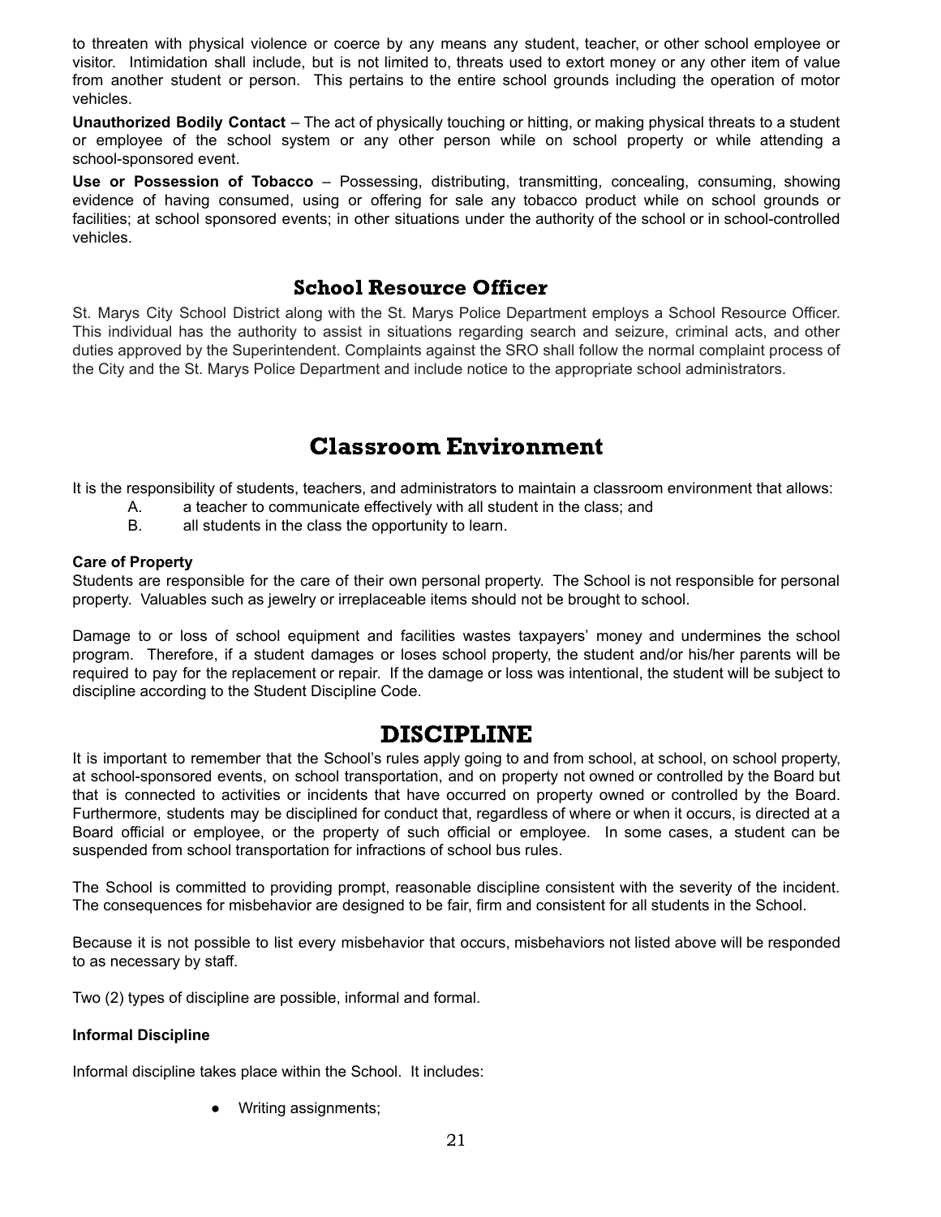to threaten with physical violence or coerce by any means any student, teacher, or other school employee or visitor. Intimidation shall include, but is not limited to, threats used to extort money or any other item of value from another student or person. This pertains to the entire school grounds including the operation of motor vehicles.

**Unauthorized Bodily Contact** – The act of physically touching or hitting, or making physical threats to a student or employee of the school system or any other person while on school property or while attending a school-sponsored event.

**Use or Possession of Tobacco** – Possessing, distributing, transmitting, concealing, consuming, showing evidence of having consumed, using or offering for sale any tobacco product while on school grounds or facilities; at school sponsored events; in other situations under the authority of the school or in school-controlled vehicles.

## School Resource Officer

St. Marys City School District along with the St. Marys Police Department employs a School Resource Officer. This individual has the authority to assist in situations regarding search and seizure, criminal acts, and other duties approved by the Superintendent. Complaints against the SRO shall follow the normal complaint process of the City and the St. Marys Police Department and include notice to the appropriate school administrators.

# Classroom Environment

It is the responsibility of students, teachers, and administrators to maintain a classroom environment that allows:

A. a teacher to communicate effectively with all student in the class; and
B. all students in the class the opportunity to learn.

**Care of Property**

Students are responsible for the care of their own personal property. The School is not responsible for personal property. Valuables such as jewelry or irreplaceable items should not be brought to school.

Damage to or loss of school equipment and facilities wastes taxpayers' money and undermines the school program. Therefore, if a student damages or loses school property, the student and/or his/her parents will be required to pay for the replacement or repair. If the damage or loss was intentional, the student will be subject to discipline according to the Student Discipline Code.

# DISCIPLINE

It is important to remember that the School's rules apply going to and from school, at school, on school property, at school-sponsored events, on school transportation, and on property not owned or controlled by the Board but that is connected to activities or incidents that have occurred on property owned or controlled by the Board. Furthermore, students may be disciplined for conduct that, regardless of where or when it occurs, is directed at a Board official or employee, or the property of such official or employee. In some cases, a student can be suspended from school transportation for infractions of school bus rules.

The School is committed to providing prompt, reasonable discipline consistent with the severity of the incident. The consequences for misbehavior are designed to be fair, firm and consistent for all students in the School.

Because it is not possible to list every misbehavior that occurs, misbehaviors not listed above will be responded to as necessary by staff.

Two (2) types of discipline are possible, informal and formal.

**Informal Discipline**

Informal discipline takes place within the School. It includes:

- Writing assignments;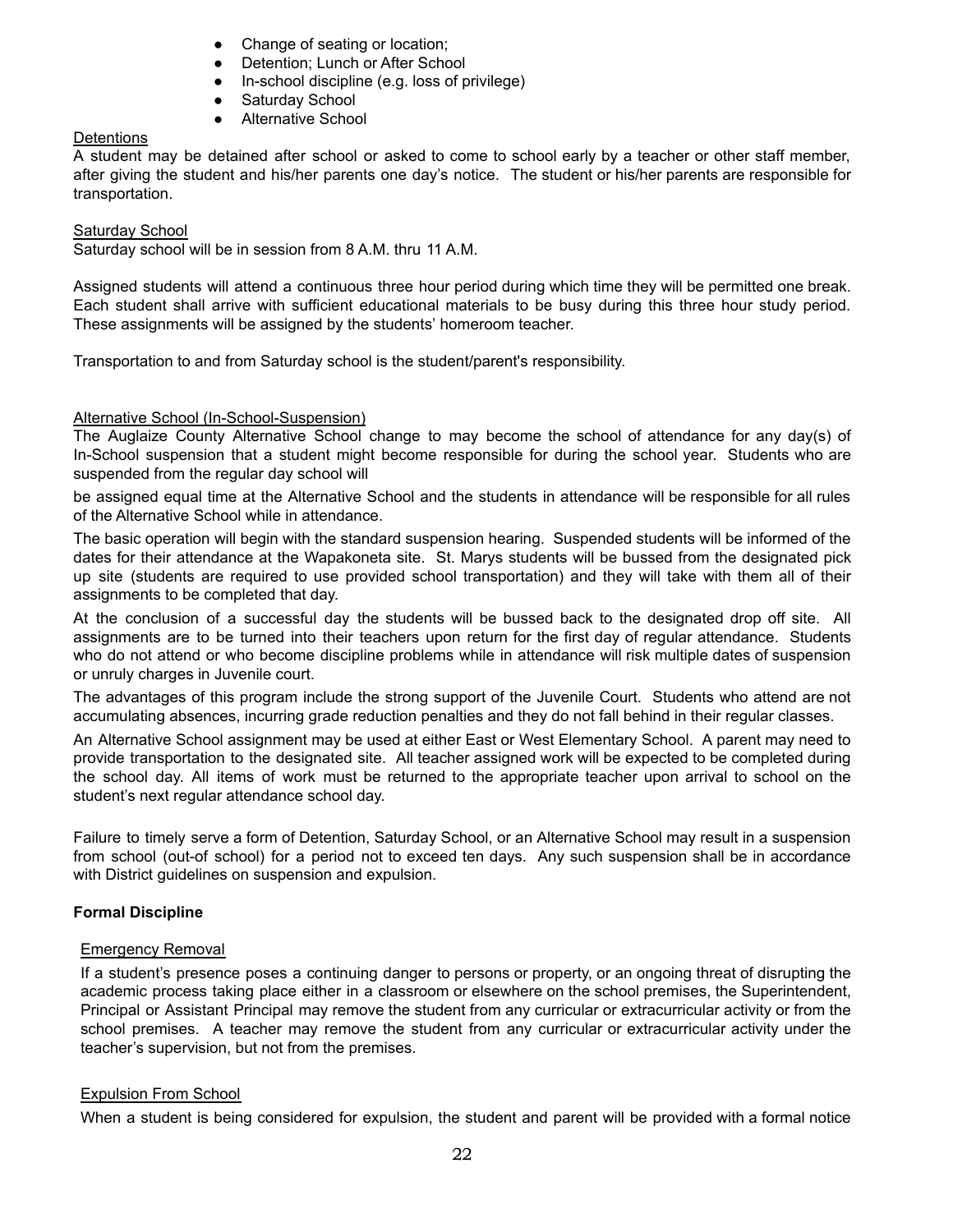- Change of seating or location;
- Detention; Lunch or After School
- In-school discipline (e.g. loss of privilege)
- Saturday School
- Alternative School

Detentions

A student may be detained after school or asked to come to school early by a teacher or other staff member, after giving the student and his/her parents one day's notice. The student or his/her parents are responsible for transportation.

Saturday School

Saturday school will be in session from 8 A.M. thru 11 A.M.

Assigned students will attend a continuous three hour period during which time they will be permitted one break. Each student shall arrive with sufficient educational materials to be busy during this three hour study period. These assignments will be assigned by the students' homeroom teacher.

Transportation to and from Saturday school is the student/parent's responsibility.

Alternative School (In-School-Suspension)

The Auglaize County Alternative School change to may become the school of attendance for any day(s) of In-School suspension that a student might become responsible for during the school year. Students who are suspended from the regular day school will

be assigned equal time at the Alternative School and the students in attendance will be responsible for all rules of the Alternative School while in attendance.

The basic operation will begin with the standard suspension hearing. Suspended students will be informed of the dates for their attendance at the Wapakoneta site. St. Marys students will be bussed from the designated pick up site (students are required to use provided school transportation) and they will take with them all of their assignments to be completed that day.

At the conclusion of a successful day the students will be bussed back to the designated drop off site. All assignments are to be turned into their teachers upon return for the first day of regular attendance. Students who do not attend or who become discipline problems while in attendance will risk multiple dates of suspension or unruly charges in Juvenile court.

The advantages of this program include the strong support of the Juvenile Court. Students who attend are not accumulating absences, incurring grade reduction penalties and they do not fall behind in their regular classes.

An Alternative School assignment may be used at either East or West Elementary School. A parent may need to provide transportation to the designated site. All teacher assigned work will be expected to be completed during the school day. All items of work must be returned to the appropriate teacher upon arrival to school on the student's next regular attendance school day.

Failure to timely serve a form of Detention, Saturday School, or an Alternative School may result in a suspension from school (out-of school) for a period not to exceed ten days. Any such suspension shall be in accordance with District guidelines on suspension and expulsion.

**Formal Discipline**

Emergency Removal

If a student's presence poses a continuing danger to persons or property, or an ongoing threat of disrupting the academic process taking place either in a classroom or elsewhere on the school premises, the Superintendent, Principal or Assistant Principal may remove the student from any curricular or extracurricular activity or from the school premises. A teacher may remove the student from any curricular or extracurricular activity under the teacher's supervision, but not from the premises.

Expulsion From School

When a student is being considered for expulsion, the student and parent will be provided with a formal notice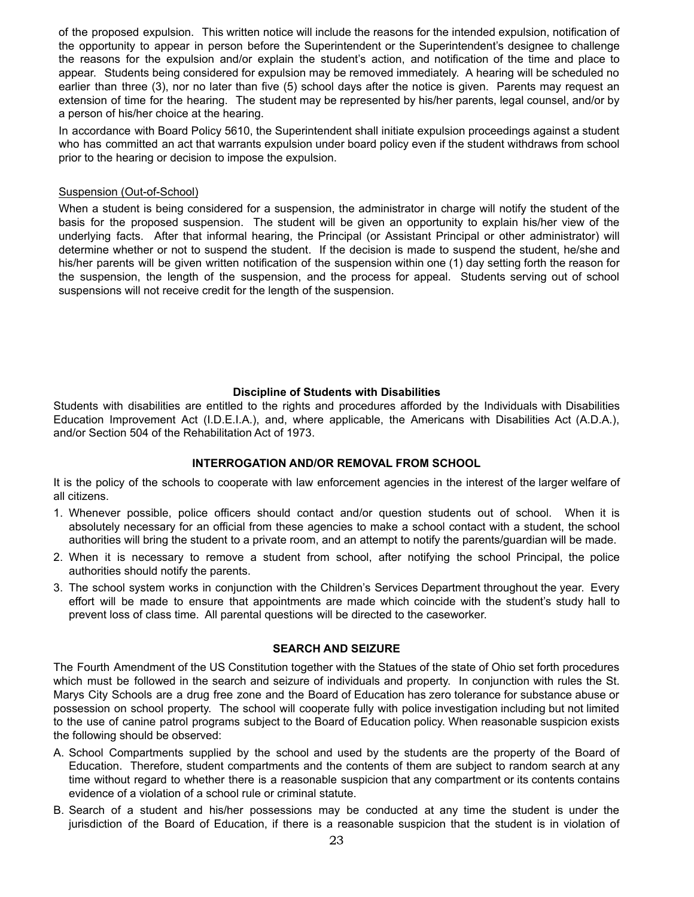of the proposed expulsion. This written notice will include the reasons for the intended expulsion, notification of the opportunity to appear in person before the Superintendent or the Superintendent's designee to challenge the reasons for the expulsion and/or explain the student's action, and notification of the time and place to appear. Students being considered for expulsion may be removed immediately. A hearing will be scheduled no earlier than three (3), nor no later than five (5) school days after the notice is given. Parents may request an extension of time for the hearing. The student may be represented by his/her parents, legal counsel, and/or by a person of his/her choice at the hearing.

In accordance with Board Policy 5610, the Superintendent shall initiate expulsion proceedings against a student who has committed an act that warrants expulsion under board policy even if the student withdraws from school prior to the hearing or decision to impose the expulsion.

Suspension (Out-of-School)

When a student is being considered for a suspension, the administrator in charge will notify the student of the basis for the proposed suspension. The student will be given an opportunity to explain his/her view of the underlying facts. After that informal hearing, the Principal (or Assistant Principal or other administrator) will determine whether or not to suspend the student. If the decision is made to suspend the student, he/she and his/her parents will be given written notification of the suspension within one (1) day setting forth the reason for the suspension, the length of the suspension, and the process for appeal. Students serving out of school suspensions will not receive credit for the length of the suspension.

**Discipline of Students with Disabilities**

Students with disabilities are entitled to the rights and procedures afforded by the Individuals with Disabilities Education Improvement Act (I.D.E.I.A.), and, where applicable, the Americans with Disabilities Act (A.D.A.), and/or Section 504 of the Rehabilitation Act of 1973.

## INTERROGATION AND/OR REMOVAL FROM SCHOOL

It is the policy of the schools to cooperate with law enforcement agencies in the interest of the larger welfare of all citizens.

1. Whenever possible, police officers should contact and/or question students out of school. When it is absolutely necessary for an official from these agencies to make a school contact with a student, the school authorities will bring the student to a private room, and an attempt to notify the parents/guardian will be made.
2. When it is necessary to remove a student from school, after notifying the school Principal, the police authorities should notify the parents.
3. The school system works in conjunction with the Children's Services Department throughout the year. Every effort will be made to ensure that appointments are made which coincide with the student's study hall to prevent loss of class time. All parental questions will be directed to the caseworker.

## SEARCH AND SEIZURE

The Fourth Amendment of the US Constitution together with the Statues of the state of Ohio set forth procedures which must be followed in the search and seizure of individuals and property. In conjunction with rules the St. Marys City Schools are a drug free zone and the Board of Education has zero tolerance for substance abuse or possession on school property. The school will cooperate fully with police investigation including but not limited to the use of canine patrol programs subject to the Board of Education policy. When reasonable suspicion exists the following should be observed:

A. School Compartments supplied by the school and used by the students are the property of the Board of Education. Therefore, student compartments and the contents of them are subject to random search at any time without regard to whether there is a reasonable suspicion that any compartment or its contents contains evidence of a violation of a school rule or criminal statute.

B. Search of a student and his/her possessions may be conducted at any time the student is under the jurisdiction of the Board of Education, if there is a reasonable suspicion that the student is in violation of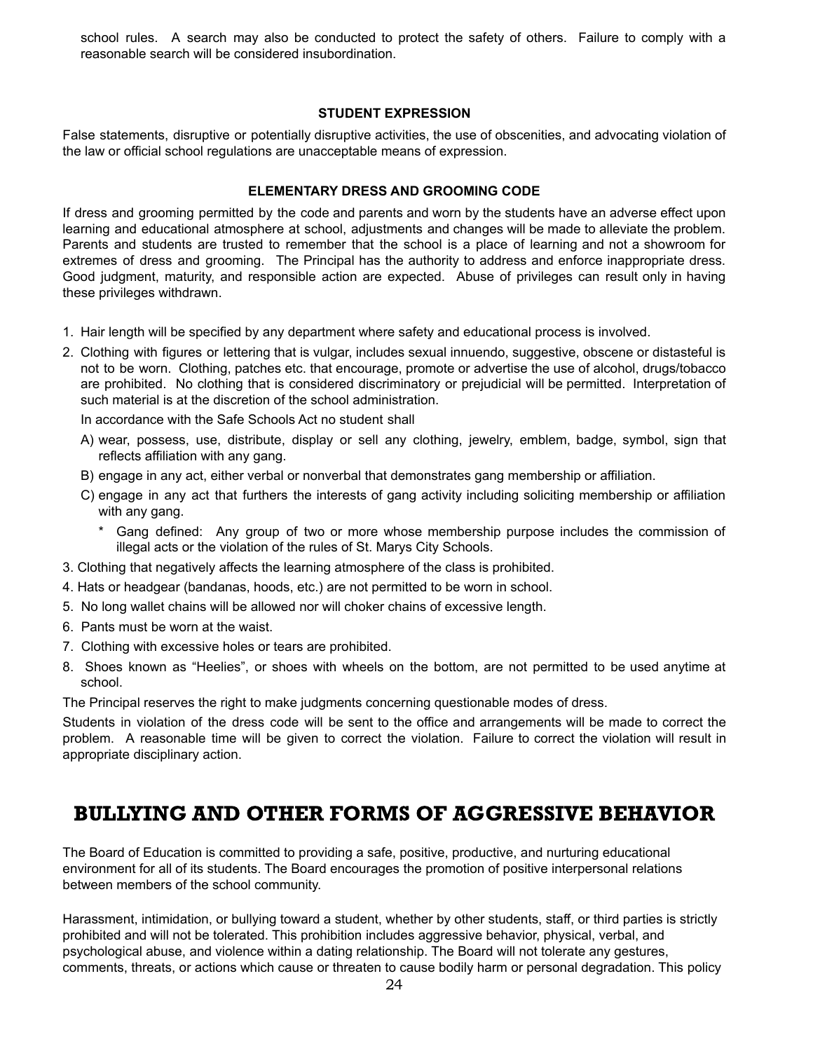school rules. A search may also be conducted to protect the safety of others. Failure to comply with a reasonable search will be considered insubordination.

### STUDENT EXPRESSION

False statements, disruptive or potentially disruptive activities, the use of obscenities, and advocating violation of the law or official school regulations are unacceptable means of expression.

### ELEMENTARY DRESS AND GROOMING CODE

If dress and grooming permitted by the code and parents and worn by the students have an adverse effect upon learning and educational atmosphere at school, adjustments and changes will be made to alleviate the problem. Parents and students are trusted to remember that the school is a place of learning and not a showroom for extremes of dress and grooming. The Principal has the authority to address and enforce inappropriate dress. Good judgment, maturity, and responsible action are expected. Abuse of privileges can result only in having these privileges withdrawn.

1. Hair length will be specified by any department where safety and educational process is involved.
2. Clothing with figures or lettering that is vulgar, includes sexual innuendo, suggestive, obscene or distasteful is not to be worn. Clothing, patches etc. that encourage, promote or advertise the use of alcohol, drugs/tobacco are prohibited. No clothing that is considered discriminatory or prejudicial will be permitted. Interpretation of such material is at the discretion of the school administration.

   In accordance with the Safe Schools Act no student shall

   A) wear, possess, use, distribute, display or sell any clothing, jewelry, emblem, badge, symbol, sign that reflects affiliation with any gang.

   B) engage in any act, either verbal or nonverbal that demonstrates gang membership or affiliation.

   C) engage in any act that furthers the interests of gang activity including soliciting membership or affiliation with any gang.

   * Gang defined: Any group of two or more whose membership purpose includes the commission of illegal acts or the violation of the rules of St. Marys City Schools.
3. Clothing that negatively affects the learning atmosphere of the class is prohibited.
4. Hats or headgear (bandanas, hoods, etc.) are not permitted to be worn in school.
5. No long wallet chains will be allowed nor will choker chains of excessive length.
6. Pants must be worn at the waist.
7. Clothing with excessive holes or tears are prohibited.
8. Shoes known as "Heelies", or shoes with wheels on the bottom, are not permitted to be used anytime at school.

The Principal reserves the right to make judgments concerning questionable modes of dress.

Students in violation of the dress code will be sent to the office and arrangements will be made to correct the problem. A reasonable time will be given to correct the violation. Failure to correct the violation will result in appropriate disciplinary action.

## BULLYING AND OTHER FORMS OF AGGRESSIVE BEHAVIOR

The Board of Education is committed to providing a safe, positive, productive, and nurturing educational environment for all of its students. The Board encourages the promotion of positive interpersonal relations between members of the school community.

Harassment, intimidation, or bullying toward a student, whether by other students, staff, or third parties is strictly prohibited and will not be tolerated. This prohibition includes aggressive behavior, physical, verbal, and psychological abuse, and violence within a dating relationship. The Board will not tolerate any gestures, comments, threats, or actions which cause or threaten to cause bodily harm or personal degradation. This policy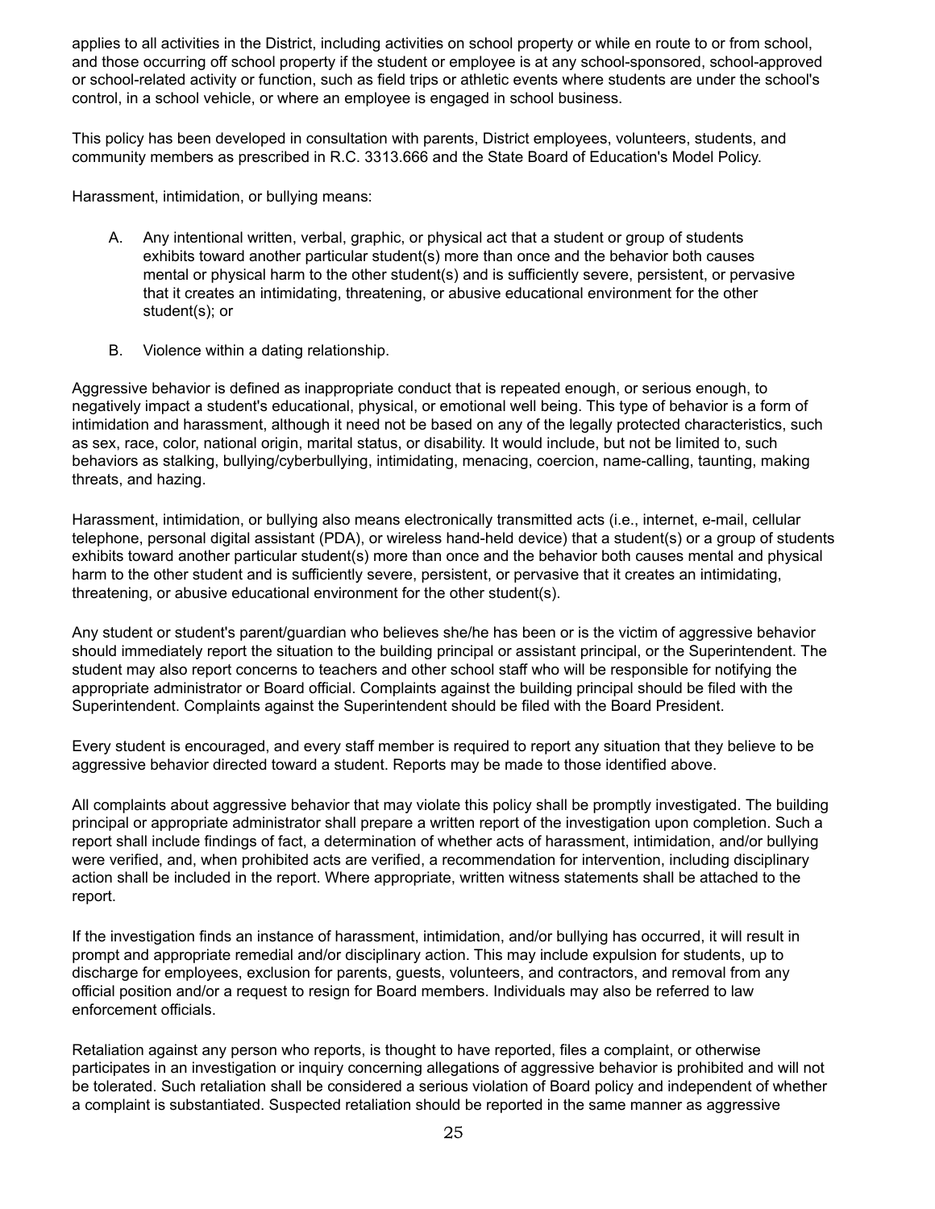applies to all activities in the District, including activities on school property or while en route to or from school, and those occurring off school property if the student or employee is at any school-sponsored, school-approved or school-related activity or function, such as field trips or athletic events where students are under the school's control, in a school vehicle, or where an employee is engaged in school business.

This policy has been developed in consultation with parents, District employees, volunteers, students, and community members as prescribed in R.C. 3313.666 and the State Board of Education's Model Policy.

Harassment, intimidation, or bullying means:

A. Any intentional written, verbal, graphic, or physical act that a student or group of students exhibits toward another particular student(s) more than once and the behavior both causes mental or physical harm to the other student(s) and is sufficiently severe, persistent, or pervasive that it creates an intimidating, threatening, or abusive educational environment for the other student(s); or

B. Violence within a dating relationship.

Aggressive behavior is defined as inappropriate conduct that is repeated enough, or serious enough, to negatively impact a student's educational, physical, or emotional well being. This type of behavior is a form of intimidation and harassment, although it need not be based on any of the legally protected characteristics, such as sex, race, color, national origin, marital status, or disability. It would include, but not be limited to, such behaviors as stalking, bullying/cyberbullying, intimidating, menacing, coercion, name-calling, taunting, making threats, and hazing.

Harassment, intimidation, or bullying also means electronically transmitted acts (i.e., internet, e-mail, cellular telephone, personal digital assistant (PDA), or wireless hand-held device) that a student(s) or a group of students exhibits toward another particular student(s) more than once and the behavior both causes mental and physical harm to the other student and is sufficiently severe, persistent, or pervasive that it creates an intimidating, threatening, or abusive educational environment for the other student(s).

Any student or student's parent/guardian who believes she/he has been or is the victim of aggressive behavior should immediately report the situation to the building principal or assistant principal, or the Superintendent. The student may also report concerns to teachers and other school staff who will be responsible for notifying the appropriate administrator or Board official. Complaints against the building principal should be filed with the Superintendent. Complaints against the Superintendent should be filed with the Board President.

Every student is encouraged, and every staff member is required to report any situation that they believe to be aggressive behavior directed toward a student. Reports may be made to those identified above.

All complaints about aggressive behavior that may violate this policy shall be promptly investigated. The building principal or appropriate administrator shall prepare a written report of the investigation upon completion. Such a report shall include findings of fact, a determination of whether acts of harassment, intimidation, and/or bullying were verified, and, when prohibited acts are verified, a recommendation for intervention, including disciplinary action shall be included in the report. Where appropriate, written witness statements shall be attached to the report.

If the investigation finds an instance of harassment, intimidation, and/or bullying has occurred, it will result in prompt and appropriate remedial and/or disciplinary action. This may include expulsion for students, up to discharge for employees, exclusion for parents, guests, volunteers, and contractors, and removal from any official position and/or a request to resign for Board members. Individuals may also be referred to law enforcement officials.

Retaliation against any person who reports, is thought to have reported, files a complaint, or otherwise participates in an investigation or inquiry concerning allegations of aggressive behavior is prohibited and will not be tolerated. Such retaliation shall be considered a serious violation of Board policy and independent of whether a complaint is substantiated. Suspected retaliation should be reported in the same manner as aggressive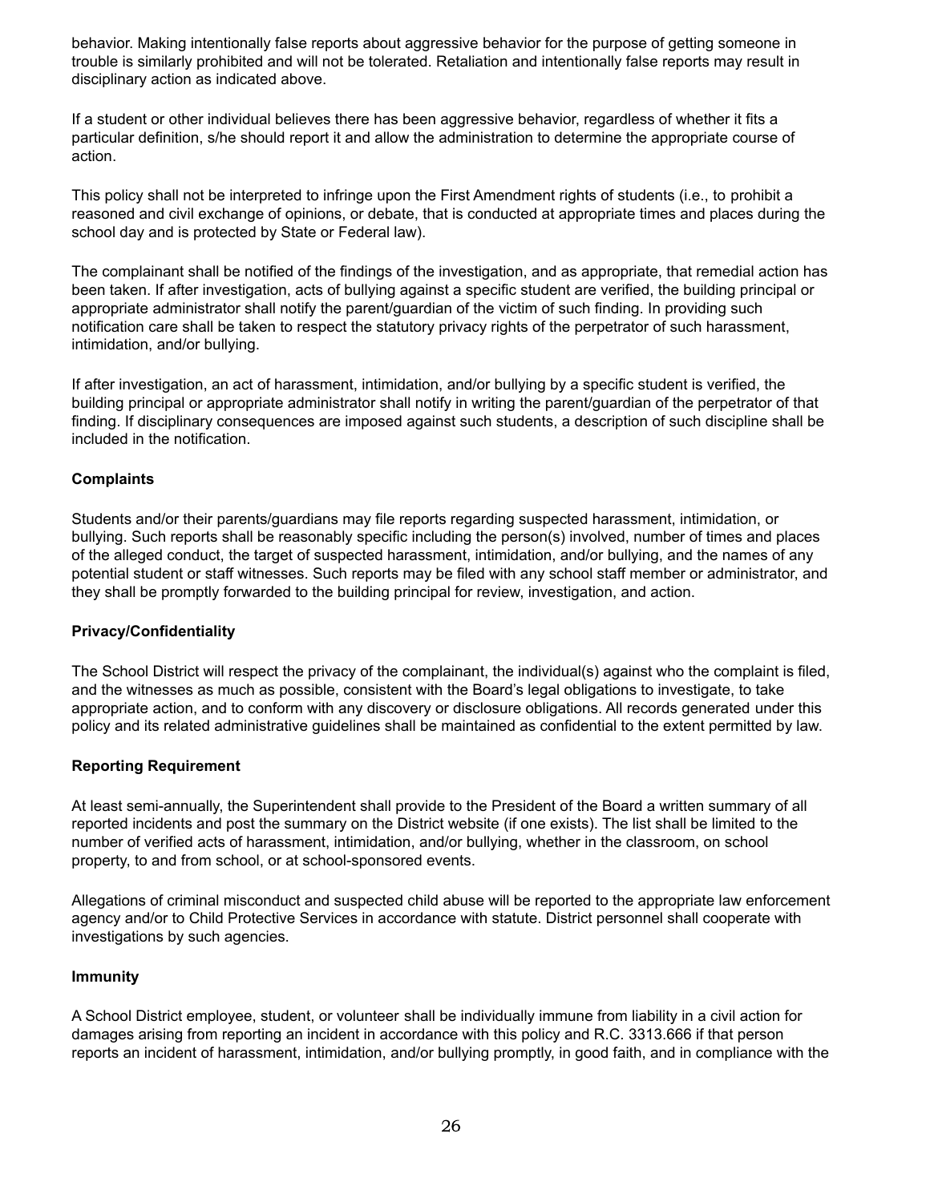behavior. Making intentionally false reports about aggressive behavior for the purpose of getting someone in trouble is similarly prohibited and will not be tolerated. Retaliation and intentionally false reports may result in disciplinary action as indicated above.

If a student or other individual believes there has been aggressive behavior, regardless of whether it fits a particular definition, s/he should report it and allow the administration to determine the appropriate course of action.

This policy shall not be interpreted to infringe upon the First Amendment rights of students (i.e., to prohibit a reasoned and civil exchange of opinions, or debate, that is conducted at appropriate times and places during the school day and is protected by State or Federal law).

The complainant shall be notified of the findings of the investigation, and as appropriate, that remedial action has been taken. If after investigation, acts of bullying against a specific student are verified, the building principal or appropriate administrator shall notify the parent/guardian of the victim of such finding. In providing such notification care shall be taken to respect the statutory privacy rights of the perpetrator of such harassment, intimidation, and/or bullying.

If after investigation, an act of harassment, intimidation, and/or bullying by a specific student is verified, the building principal or appropriate administrator shall notify in writing the parent/guardian of the perpetrator of that finding. If disciplinary consequences are imposed against such students, a description of such discipline shall be included in the notification.

**Complaints**

Students and/or their parents/guardians may file reports regarding suspected harassment, intimidation, or bullying. Such reports shall be reasonably specific including the person(s) involved, number of times and places of the alleged conduct, the target of suspected harassment, intimidation, and/or bullying, and the names of any potential student or staff witnesses. Such reports may be filed with any school staff member or administrator, and they shall be promptly forwarded to the building principal for review, investigation, and action.

**Privacy/Confidentiality**

The School District will respect the privacy of the complainant, the individual(s) against who the complaint is filed, and the witnesses as much as possible, consistent with the Board's legal obligations to investigate, to take appropriate action, and to conform with any discovery or disclosure obligations. All records generated under this policy and its related administrative guidelines shall be maintained as confidential to the extent permitted by law.

**Reporting Requirement**

At least semi-annually, the Superintendent shall provide to the President of the Board a written summary of all reported incidents and post the summary on the District website (if one exists). The list shall be limited to the number of verified acts of harassment, intimidation, and/or bullying, whether in the classroom, on school property, to and from school, or at school-sponsored events.

Allegations of criminal misconduct and suspected child abuse will be reported to the appropriate law enforcement agency and/or to Child Protective Services in accordance with statute. District personnel shall cooperate with investigations by such agencies.

**Immunity**

A School District employee, student, or volunteer shall be individually immune from liability in a civil action for damages arising from reporting an incident in accordance with this policy and R.C. 3313.666 if that person reports an incident of harassment, intimidation, and/or bullying promptly, in good faith, and in compliance with the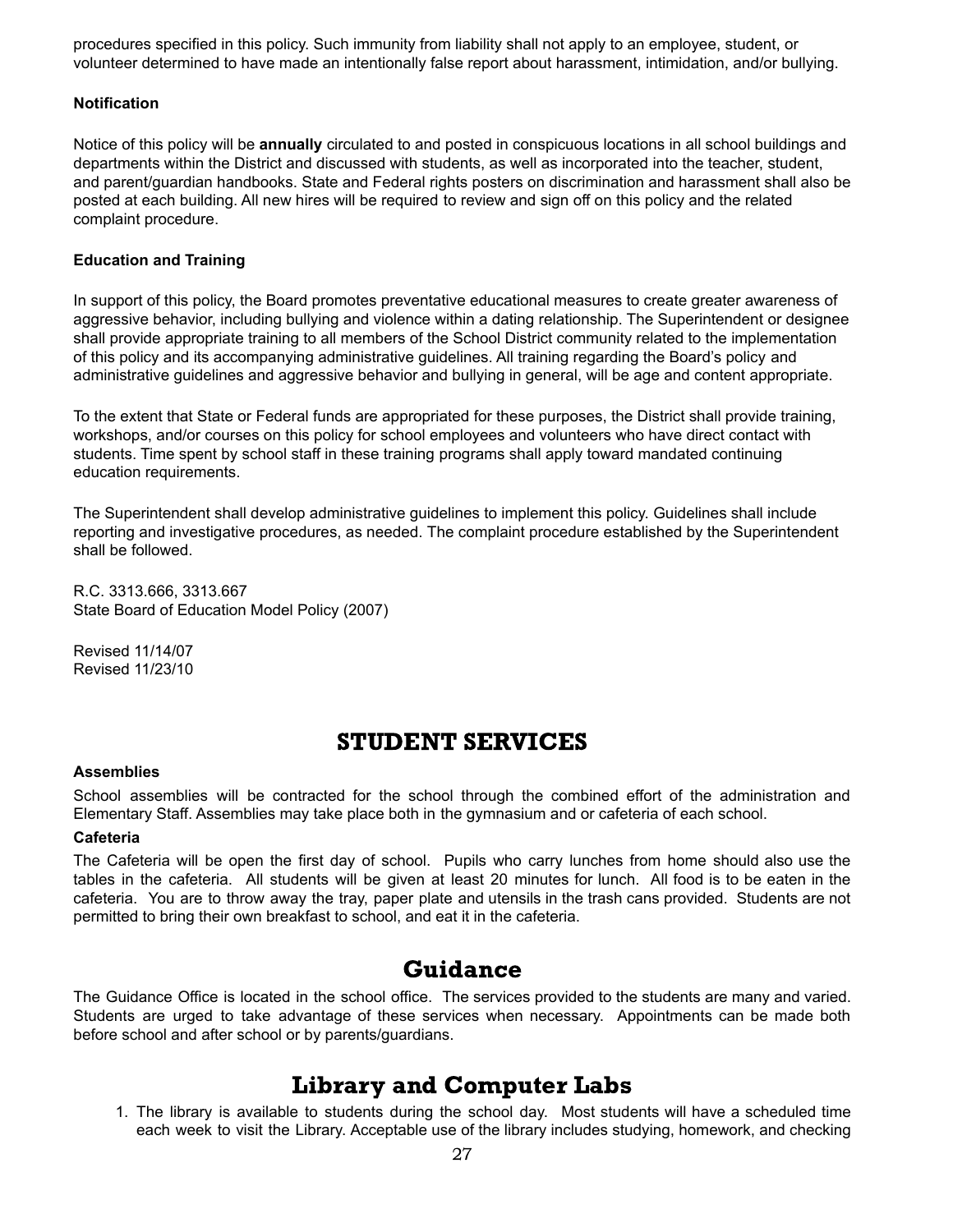procedures specified in this policy. Such immunity from liability shall not apply to an employee, student, or volunteer determined to have made an intentionally false report about harassment, intimidation, and/or bullying.

**Notification**

Notice of this policy will be **annually** circulated to and posted in conspicuous locations in all school buildings and departments within the District and discussed with students, as well as incorporated into the teacher, student, and parent/guardian handbooks. State and Federal rights posters on discrimination and harassment shall also be posted at each building. All new hires will be required to review and sign off on this policy and the related complaint procedure.

**Education and Training**

In support of this policy, the Board promotes preventative educational measures to create greater awareness of aggressive behavior, including bullying and violence within a dating relationship. The Superintendent or designee shall provide appropriate training to all members of the School District community related to the implementation of this policy and its accompanying administrative guidelines. All training regarding the Board's policy and administrative guidelines and aggressive behavior and bullying in general, will be age and content appropriate.

To the extent that State or Federal funds are appropriated for these purposes, the District shall provide training, workshops, and/or courses on this policy for school employees and volunteers who have direct contact with students. Time spent by school staff in these training programs shall apply toward mandated continuing education requirements.

The Superintendent shall develop administrative guidelines to implement this policy. Guidelines shall include reporting and investigative procedures, as needed. The complaint procedure established by the Superintendent shall be followed.

R.C. 3313.666, 3313.667
State Board of Education Model Policy (2007)

Revised 11/14/07
Revised 11/23/10

# STUDENT SERVICES

**Assemblies**

School assemblies will be contracted for the school through the combined effort of the administration and Elementary Staff. Assemblies may take place both in the gymnasium and or cafeteria of each school.

**Cafeteria**

The Cafeteria will be open the first day of school. Pupils who carry lunches from home should also use the tables in the cafeteria. All students will be given at least 20 minutes for lunch. All food is to be eaten in the cafeteria. You are to throw away the tray, paper plate and utensils in the trash cans provided. Students are not permitted to bring their own breakfast to school, and eat it in the cafeteria.

## Guidance

The Guidance Office is located in the school office. The services provided to the students are many and varied. Students are urged to take advantage of these services when necessary. Appointments can be made both before school and after school or by parents/guardians.

## Library and Computer Labs

1. The library is available to students during the school day. Most students will have a scheduled time each week to visit the Library. Acceptable use of the library includes studying, homework, and checking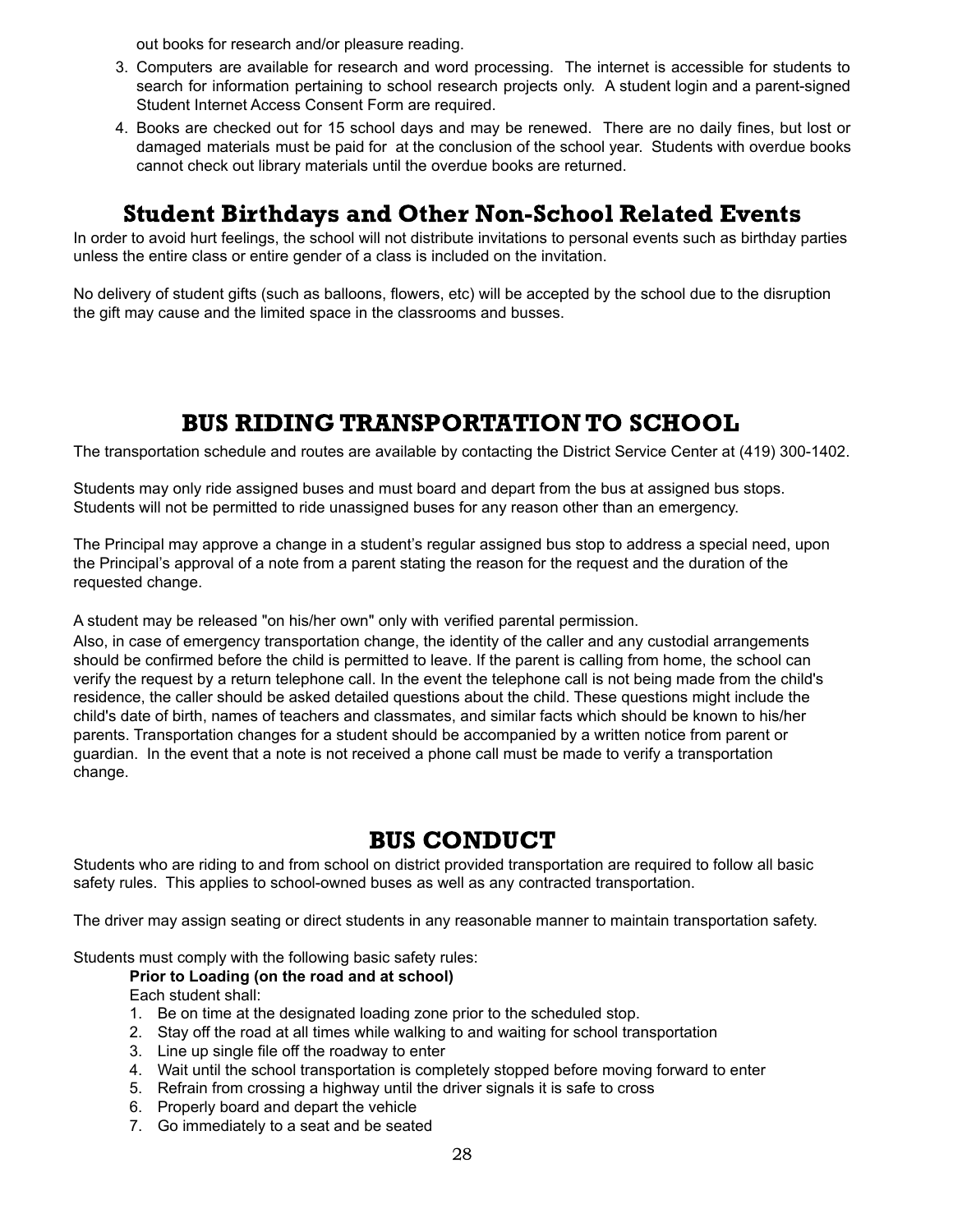out books for research and/or pleasure reading.

3. Computers are available for research and word processing. The internet is accessible for students to search for information pertaining to school research projects only. A student login and a parent-signed Student Internet Access Consent Form are required.
4. Books are checked out for 15 school days and may be renewed. There are no daily fines, but lost or damaged materials must be paid for at the conclusion of the school year. Students with overdue books cannot check out library materials until the overdue books are returned.

## Student Birthdays and Other Non-School Related Events

In order to avoid hurt feelings, the school will not distribute invitations to personal events such as birthday parties unless the entire class or entire gender of a class is included on the invitation.

No delivery of student gifts (such as balloons, flowers, etc) will be accepted by the school due to the disruption the gift may cause and the limited space in the classrooms and busses.

## BUS RIDING TRANSPORTATION TO SCHOOL

The transportation schedule and routes are available by contacting the District Service Center at (419) 300-1402.

Students may only ride assigned buses and must board and depart from the bus at assigned bus stops. Students will not be permitted to ride unassigned buses for any reason other than an emergency.

The Principal may approve a change in a student's regular assigned bus stop to address a special need, upon the Principal's approval of a note from a parent stating the reason for the request and the duration of the requested change.

A student may be released "on his/her own" only with verified parental permission.

Also, in case of emergency transportation change, the identity of the caller and any custodial arrangements should be confirmed before the child is permitted to leave. If the parent is calling from home, the school can verify the request by a return telephone call. In the event the telephone call is not being made from the child's residence, the caller should be asked detailed questions about the child. These questions might include the child's date of birth, names of teachers and classmates, and similar facts which should be known to his/her parents. Transportation changes for a student should be accompanied by a written notice from parent or guardian. In the event that a note is not received a phone call must be made to verify a transportation change.

## BUS CONDUCT

Students who are riding to and from school on district provided transportation are required to follow all basic safety rules. This applies to school-owned buses as well as any contracted transportation.

The driver may assign seating or direct students in any reasonable manner to maintain transportation safety.

Students must comply with the following basic safety rules:

**Prior to Loading (on the road and at school)**

Each student shall:

1. Be on time at the designated loading zone prior to the scheduled stop.
2. Stay off the road at all times while walking to and waiting for school transportation
3. Line up single file off the roadway to enter
4. Wait until the school transportation is completely stopped before moving forward to enter
5. Refrain from crossing a highway until the driver signals it is safe to cross
6. Properly board and depart the vehicle
7. Go immediately to a seat and be seated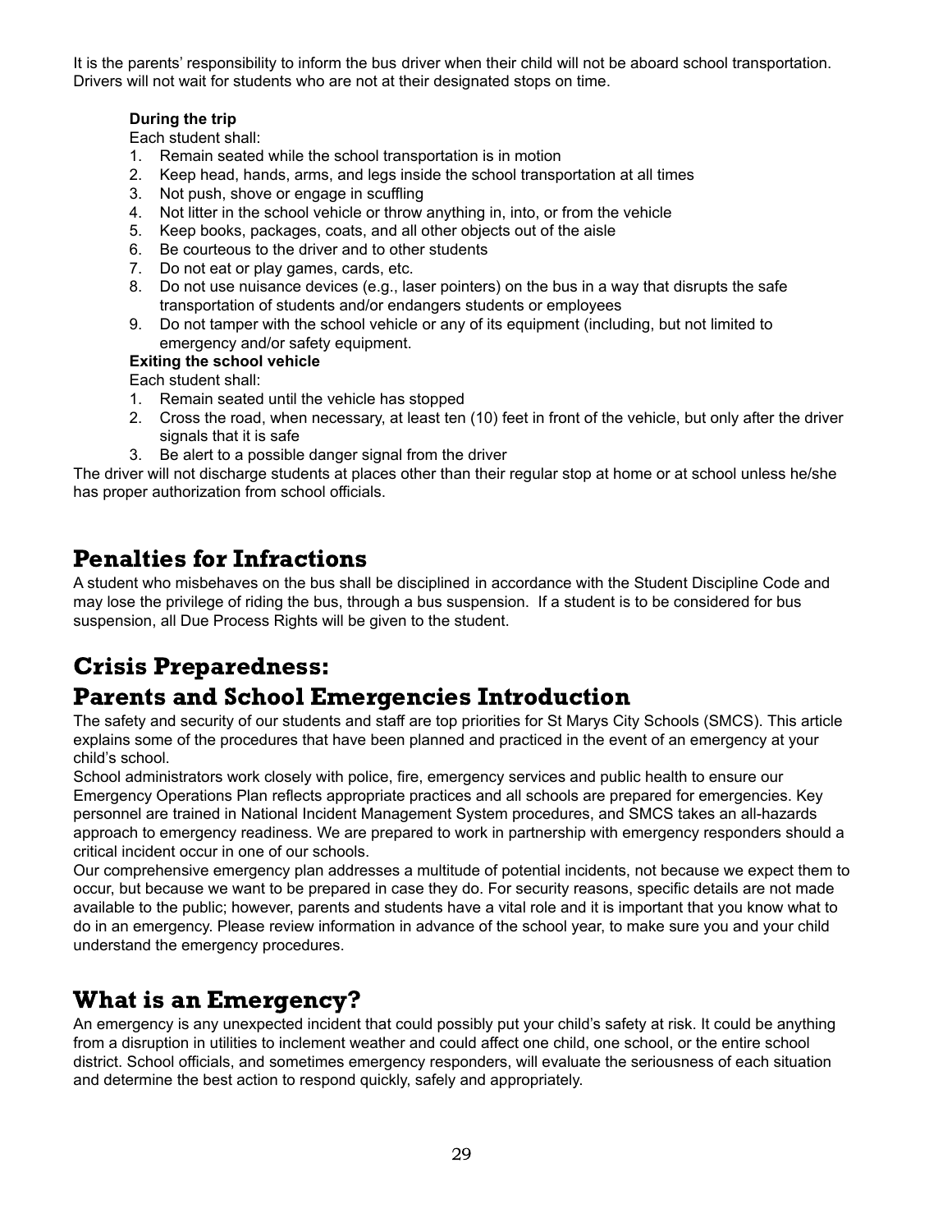It is the parents' responsibility to inform the bus driver when their child will not be aboard school transportation. Drivers will not wait for students who are not at their designated stops on time.

**During the trip**

Each student shall:

1. Remain seated while the school transportation is in motion
2. Keep head, hands, arms, and legs inside the school transportation at all times
3. Not push, shove or engage in scuffling
4. Not litter in the school vehicle or throw anything in, into, or from the vehicle
5. Keep books, packages, coats, and all other objects out of the aisle
6. Be courteous to the driver and to other students
7. Do not eat or play games, cards, etc.
8. Do not use nuisance devices (e.g., laser pointers) on the bus in a way that disrupts the safe transportation of students and/or endangers students or employees
9. Do not tamper with the school vehicle or any of its equipment (including, but not limited to emergency and/or safety equipment.

**Exiting the school vehicle**

Each student shall:

1. Remain seated until the vehicle has stopped
2. Cross the road, when necessary, at least ten (10) feet in front of the vehicle, but only after the driver signals that it is safe
3. Be alert to a possible danger signal from the driver

The driver will not discharge students at places other than their regular stop at home or at school unless he/she has proper authorization from school officials.

## Penalties for Infractions

A student who misbehaves on the bus shall be disciplined in accordance with the Student Discipline Code and may lose the privilege of riding the bus, through a bus suspension. If a student is to be considered for bus suspension, all Due Process Rights will be given to the student.

## Crisis Preparedness:

## Parents and School Emergencies Introduction

The safety and security of our students and staff are top priorities for St Marys City Schools (SMCS). This article explains some of the procedures that have been planned and practiced in the event of an emergency at your child's school.

School administrators work closely with police, fire, emergency services and public health to ensure our Emergency Operations Plan reflects appropriate practices and all schools are prepared for emergencies. Key personnel are trained in National Incident Management System procedures, and SMCS takes an all-hazards approach to emergency readiness. We are prepared to work in partnership with emergency responders should a critical incident occur in one of our schools.

Our comprehensive emergency plan addresses a multitude of potential incidents, not because we expect them to occur, but because we want to be prepared in case they do. For security reasons, specific details are not made available to the public; however, parents and students have a vital role and it is important that you know what to do in an emergency. Please review information in advance of the school year, to make sure you and your child understand the emergency procedures.

## What is an Emergency?

An emergency is any unexpected incident that could possibly put your child's safety at risk. It could be anything from a disruption in utilities to inclement weather and could affect one child, one school, or the entire school district. School officials, and sometimes emergency responders, will evaluate the seriousness of each situation and determine the best action to respond quickly, safely and appropriately.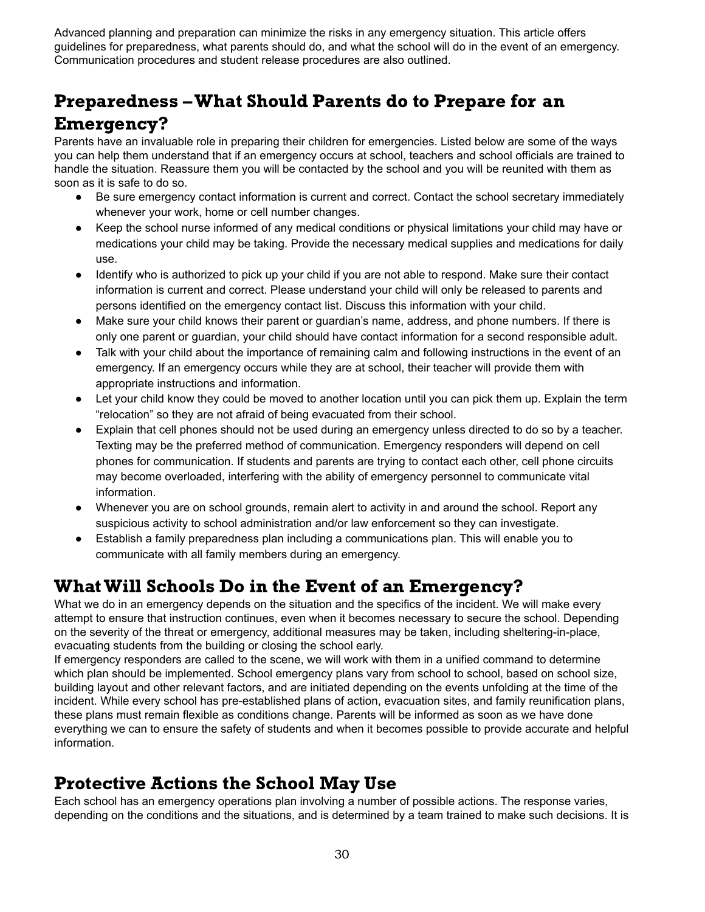Advanced planning and preparation can minimize the risks in any emergency situation. This article offers guidelines for preparedness, what parents should do, and what the school will do in the event of an emergency. Communication procedures and student release procedures are also outlined.

## Preparedness – What Should Parents do to Prepare for an Emergency?

Parents have an invaluable role in preparing their children for emergencies. Listed below are some of the ways you can help them understand that if an emergency occurs at school, teachers and school officials are trained to handle the situation. Reassure them you will be contacted by the school and you will be reunited with them as soon as it is safe to do so.

- Be sure emergency contact information is current and correct. Contact the school secretary immediately whenever your work, home or cell number changes.
- Keep the school nurse informed of any medical conditions or physical limitations your child may have or medications your child may be taking. Provide the necessary medical supplies and medications for daily use.
- Identify who is authorized to pick up your child if you are not able to respond. Make sure their contact information is current and correct. Please understand your child will only be released to parents and persons identified on the emergency contact list. Discuss this information with your child.
- Make sure your child knows their parent or guardian's name, address, and phone numbers. If there is only one parent or guardian, your child should have contact information for a second responsible adult.
- Talk with your child about the importance of remaining calm and following instructions in the event of an emergency. If an emergency occurs while they are at school, their teacher will provide them with appropriate instructions and information.
- Let your child know they could be moved to another location until you can pick them up. Explain the term "relocation" so they are not afraid of being evacuated from their school.
- Explain that cell phones should not be used during an emergency unless directed to do so by a teacher. Texting may be the preferred method of communication. Emergency responders will depend on cell phones for communication. If students and parents are trying to contact each other, cell phone circuits may become overloaded, interfering with the ability of emergency personnel to communicate vital information.
- Whenever you are on school grounds, remain alert to activity in and around the school. Report any suspicious activity to school administration and/or law enforcement so they can investigate.
- Establish a family preparedness plan including a communications plan. This will enable you to communicate with all family members during an emergency.

## What Will Schools Do in the Event of an Emergency?

What we do in an emergency depends on the situation and the specifics of the incident. We will make every attempt to ensure that instruction continues, even when it becomes necessary to secure the school. Depending on the severity of the threat or emergency, additional measures may be taken, including sheltering-in-place, evacuating students from the building or closing the school early.

If emergency responders are called to the scene, we will work with them in a unified command to determine which plan should be implemented. School emergency plans vary from school to school, based on school size, building layout and other relevant factors, and are initiated depending on the events unfolding at the time of the incident. While every school has pre-established plans of action, evacuation sites, and family reunification plans, these plans must remain flexible as conditions change. Parents will be informed as soon as we have done everything we can to ensure the safety of students and when it becomes possible to provide accurate and helpful information.

## Protective Actions the School May Use

Each school has an emergency operations plan involving a number of possible actions. The response varies, depending on the conditions and the situations, and is determined by a team trained to make such decisions. It is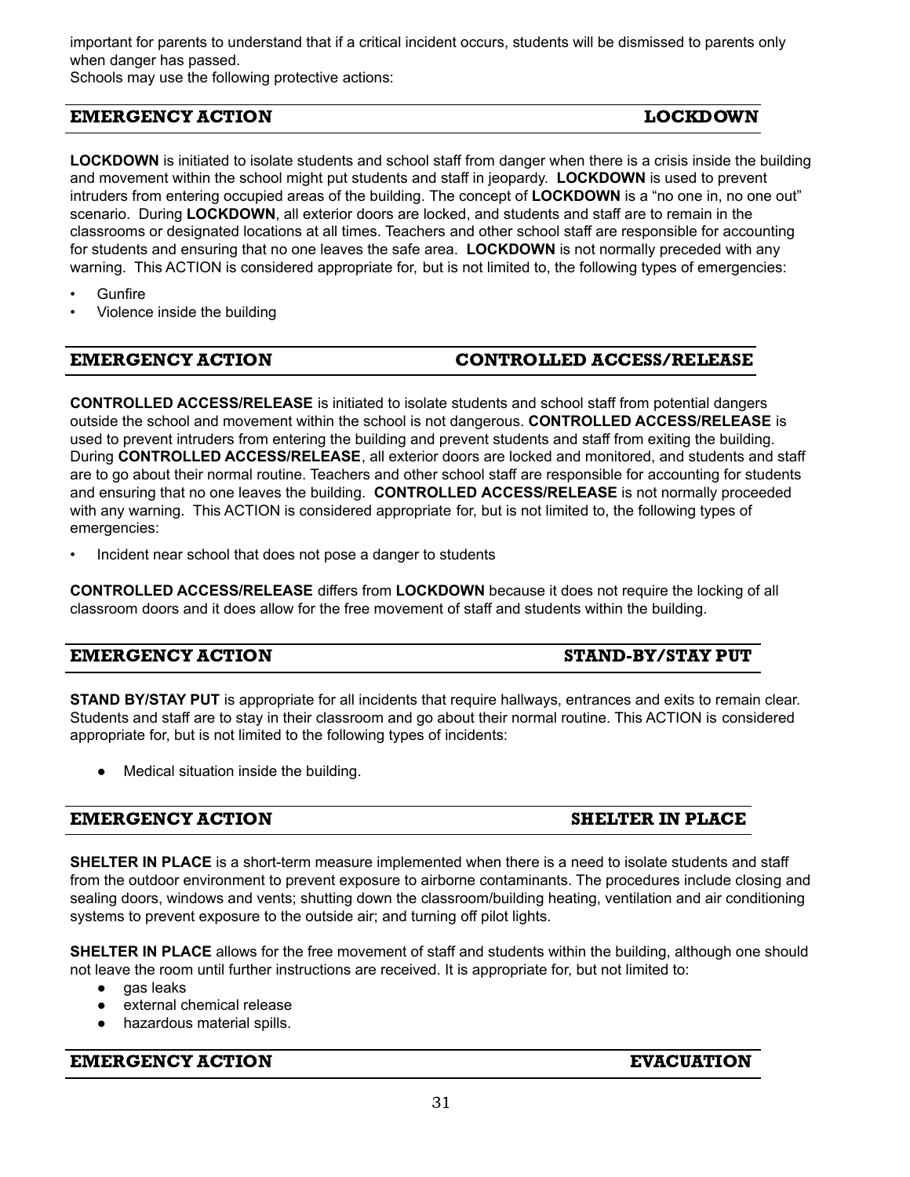important for parents to understand that if a critical incident occurs, students will be dismissed to parents only when danger has passed.
Schools may use the following protective actions:

## EMERGENCY ACTION — LOCKDOWN

**LOCKDOWN** is initiated to isolate students and school staff from danger when there is a crisis inside the building and movement within the school might put students and staff in jeopardy. **LOCKDOWN** is used to prevent intruders from entering occupied areas of the building. The concept of **LOCKDOWN** is a "no one in, no one out" scenario. During **LOCKDOWN**, all exterior doors are locked, and students and staff are to remain in the classrooms or designated locations at all times. Teachers and other school staff are responsible for accounting for students and ensuring that no one leaves the safe area. **LOCKDOWN** is not normally preceded with any warning. This ACTION is considered appropriate for, but is not limited to, the following types of emergencies:

- Gunfire
- Violence inside the building

## EMERGENCY ACTION — CONTROLLED ACCESS/RELEASE

**CONTROLLED ACCESS/RELEASE** is initiated to isolate students and school staff from potential dangers outside the school and movement within the school is not dangerous. **CONTROLLED ACCESS/RELEASE** is used to prevent intruders from entering the building and prevent students and staff from exiting the building. During **CONTROLLED ACCESS/RELEASE**, all exterior doors are locked and monitored, and students and staff are to go about their normal routine. Teachers and other school staff are responsible for accounting for students and ensuring that no one leaves the building. **CONTROLLED ACCESS/RELEASE** is not normally proceeded with any warning. This ACTION is considered appropriate for, but is not limited to, the following types of emergencies:

- Incident near school that does not pose a danger to students

**CONTROLLED ACCESS/RELEASE** differs from **LOCKDOWN** because it does not require the locking of all classroom doors and it does allow for the free movement of staff and students within the building.

## EMERGENCY ACTION — STAND-BY/STAY PUT

**STAND BY/STAY PUT** is appropriate for all incidents that require hallways, entrances and exits to remain clear. Students and staff are to stay in their classroom and go about their normal routine. This ACTION is considered appropriate for, but is not limited to the following types of incidents:

- Medical situation inside the building.

## EMERGENCY ACTION — SHELTER IN PLACE

**SHELTER IN PLACE** is a short-term measure implemented when there is a need to isolate students and staff from the outdoor environment to prevent exposure to airborne contaminants. The procedures include closing and sealing doors, windows and vents; shutting down the classroom/building heating, ventilation and air conditioning systems to prevent exposure to the outside air; and turning off pilot lights.

**SHELTER IN PLACE** allows for the free movement of staff and students within the building, although one should not leave the room until further instructions are received. It is appropriate for, but not limited to:

- gas leaks
- external chemical release
- hazardous material spills.

## EMERGENCY ACTION — EVACUATION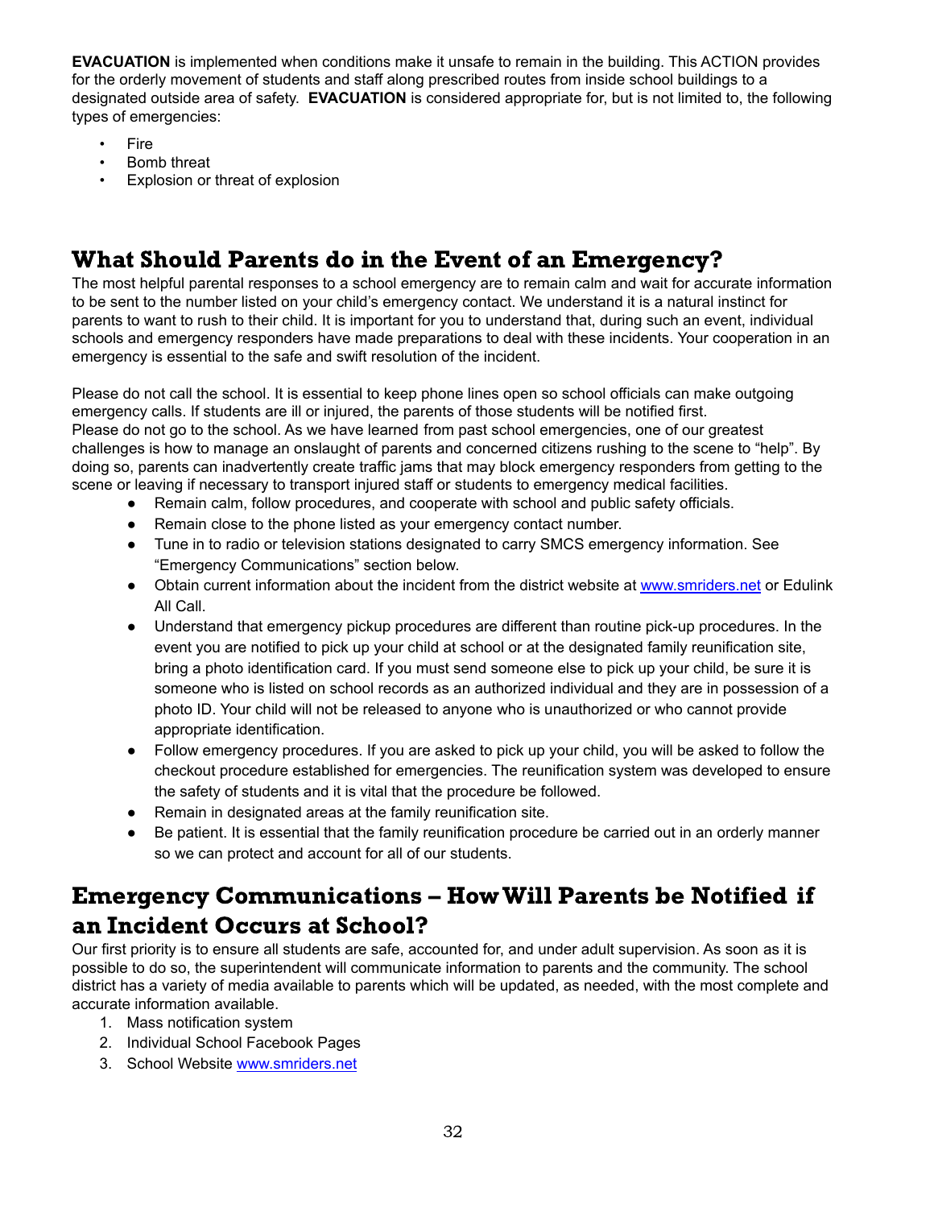**EVACUATION** is implemented when conditions make it unsafe to remain in the building. This ACTION provides for the orderly movement of students and staff along prescribed routes from inside school buildings to a designated outside area of safety. **EVACUATION** is considered appropriate for, but is not limited to, the following types of emergencies:

- Fire
- Bomb threat
- Explosion or threat of explosion

## What Should Parents do in the Event of an Emergency?

The most helpful parental responses to a school emergency are to remain calm and wait for accurate information to be sent to the number listed on your child's emergency contact. We understand it is a natural instinct for parents to want to rush to their child. It is important for you to understand that, during such an event, individual schools and emergency responders have made preparations to deal with these incidents. Your cooperation in an emergency is essential to the safe and swift resolution of the incident.

Please do not call the school. It is essential to keep phone lines open so school officials can make outgoing emergency calls. If students are ill or injured, the parents of those students will be notified first.
Please do not go to the school. As we have learned from past school emergencies, one of our greatest challenges is how to manage an onslaught of parents and concerned citizens rushing to the scene to "help". By doing so, parents can inadvertently create traffic jams that may block emergency responders from getting to the scene or leaving if necessary to transport injured staff or students to emergency medical facilities.

- Remain calm, follow procedures, and cooperate with school and public safety officials.
- Remain close to the phone listed as your emergency contact number.
- Tune in to radio or television stations designated to carry SMCS emergency information. See "Emergency Communications" section below.
- Obtain current information about the incident from the district website at www.smriders.net or Edulink All Call.
- Understand that emergency pickup procedures are different than routine pick-up procedures. In the event you are notified to pick up your child at school or at the designated family reunification site, bring a photo identification card. If you must send someone else to pick up your child, be sure it is someone who is listed on school records as an authorized individual and they are in possession of a photo ID. Your child will not be released to anyone who is unauthorized or who cannot provide appropriate identification.
- Follow emergency procedures. If you are asked to pick up your child, you will be asked to follow the checkout procedure established for emergencies. The reunification system was developed to ensure the safety of students and it is vital that the procedure be followed.
- Remain in designated areas at the family reunification site.
- Be patient. It is essential that the family reunification procedure be carried out in an orderly manner so we can protect and account for all of our students.

## Emergency Communications – How Will Parents be Notified if an Incident Occurs at School?

Our first priority is to ensure all students are safe, accounted for, and under adult supervision. As soon as it is possible to do so, the superintendent will communicate information to parents and the community. The school district has a variety of media available to parents which will be updated, as needed, with the most complete and accurate information available.

1. Mass notification system
2. Individual School Facebook Pages
3. School Website www.smriders.net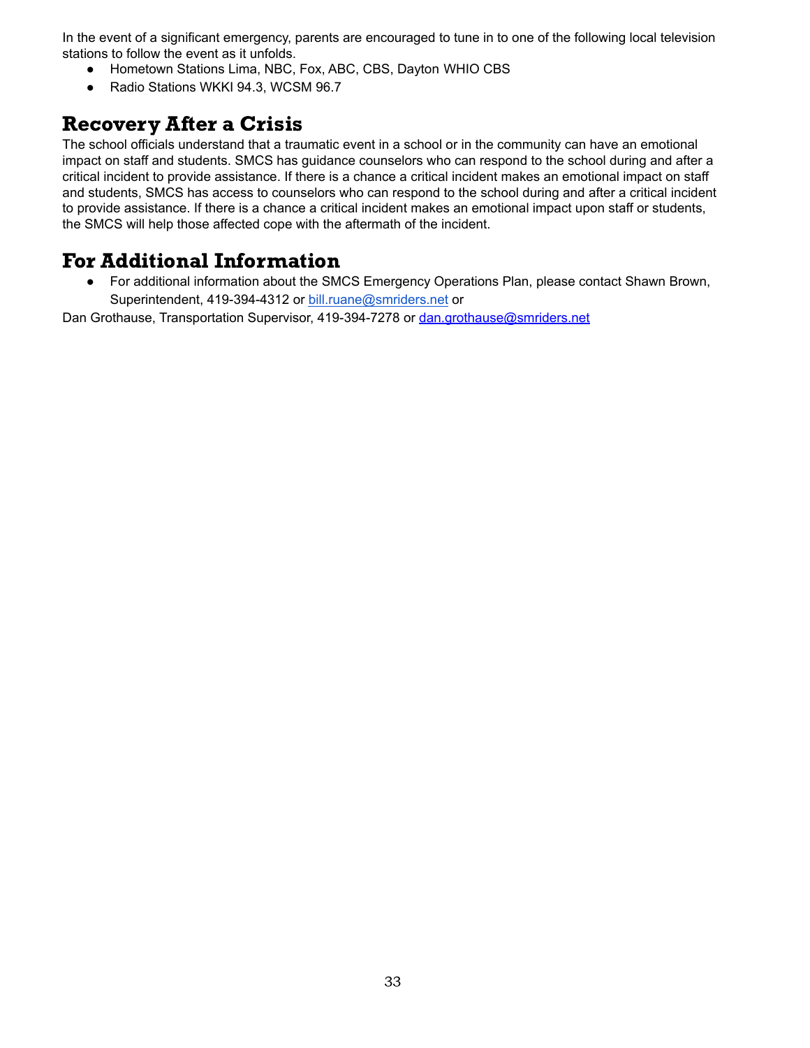In the event of a significant emergency, parents are encouraged to tune in to one of the following local television stations to follow the event as it unfolds.

- Hometown Stations Lima, NBC, Fox, ABC, CBS, Dayton WHIO CBS
- Radio Stations WKKI 94.3, WCSM 96.7

## Recovery After a Crisis

The school officials understand that a traumatic event in a school or in the community can have an emotional impact on staff and students. SMCS has guidance counselors who can respond to the school during and after a critical incident to provide assistance. If there is a chance a critical incident makes an emotional impact on staff and students, SMCS has access to counselors who can respond to the school during and after a critical incident to provide assistance. If there is a chance a critical incident makes an emotional impact upon staff or students, the SMCS will help those affected cope with the aftermath of the incident.

## For Additional Information

- For additional information about the SMCS Emergency Operations Plan, please contact Shawn Brown, Superintendent, 419-394-4312 or bill.ruane@smriders.net or

Dan Grothause, Transportation Supervisor, 419-394-7278 or dan.grothause@smriders.net